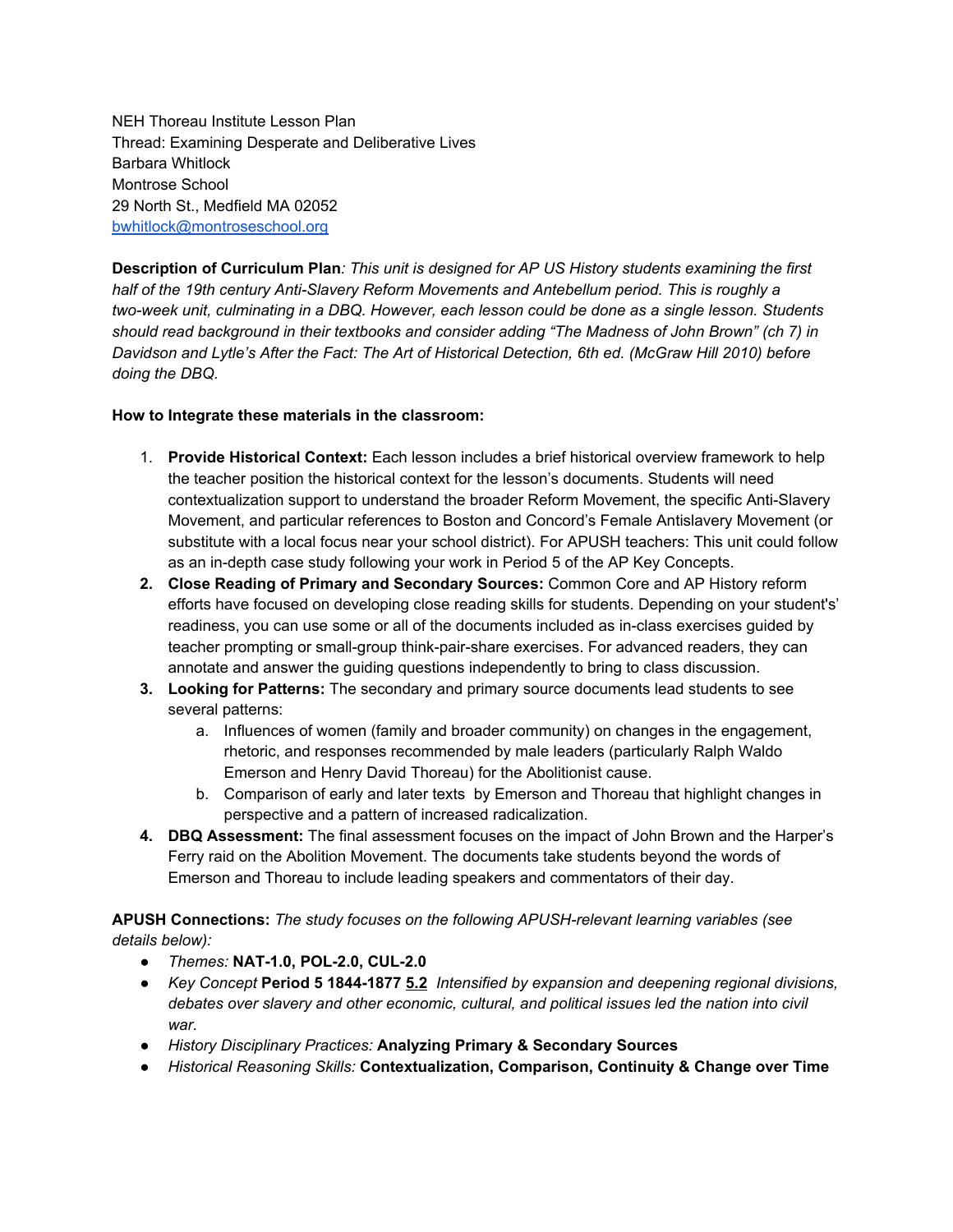NEH Thoreau Institute Lesson Plan
Thread: Examining Desperate and Deliberative Lives
Barbara Whitlock
Montrose School
29 North St., Medfield MA 02052
[bwhitlock@montroseschool.org](mailto:bwhitlock@montroseschool.org)

**Description of Curriculum Plan***: This unit is designed for AP US History students examining the first half of the 19th century Anti-Slavery Reform Movements and Antebellum period. This is roughly a two-week unit, culminating in a DBQ. However, each lesson could be done as a single lesson. Students should read background in their textbooks and consider adding "The Madness of John Brown" (ch 7) in Davidson and Lytle's After the Fact: The Art of Historical Detection, 6th ed. (McGraw Hill 2010) before doing the DBQ.*

**How to Integrate these materials in the classroom:**

1. **Provide Historical Context:** Each lesson includes a brief historical overview framework to help the teacher position the historical context for the lesson's documents. Students will need contextualization support to understand the broader Reform Movement, the specific Anti-Slavery Movement, and particular references to Boston and Concord's Female Antislavery Movement (or substitute with a local focus near your school district). For APUSH teachers: This unit could follow as an in-depth case study following your work in Period 5 of the AP Key Concepts.
2. **Close Reading of Primary and Secondary Sources:** Common Core and AP History reform efforts have focused on developing close reading skills for students. Depending on your student's' readiness, you can use some or all of the documents included as in-class exercises guided by teacher prompting or small-group think-pair-share exercises. For advanced readers, they can annotate and answer the guiding questions independently to bring to class discussion.
3. **Looking for Patterns:** The secondary and primary source documents lead students to see several patterns:
   a. Influences of women (family and broader community) on changes in the engagement, rhetoric, and responses recommended by male leaders (particularly Ralph Waldo Emerson and Henry David Thoreau) for the Abolitionist cause.
   b. Comparison of early and later texts by Emerson and Thoreau that highlight changes in perspective and a pattern of increased radicalization.
4. **DBQ Assessment:** The final assessment focuses on the impact of John Brown and the Harper's Ferry raid on the Abolition Movement. The documents take students beyond the words of Emerson and Thoreau to include leading speakers and commentators of their day.

**APUSH Connections:** *The study focuses on the following APUSH-relevant learning variables (see details below):*

- *Themes:* **NAT-1.0, POL-2.0, CUL-2.0**
- *Key Concept* **Period 5 1844-1877** **<u>5.2</u>** *Intensified by expansion and deepening regional divisions, debates over slavery and other economic, cultural, and political issues led the nation into civil war.*
- *History Disciplinary Practices:* **Analyzing Primary & Secondary Sources**
- *Historical Reasoning Skills:* **Contextualization, Comparison, Continuity & Change over Time**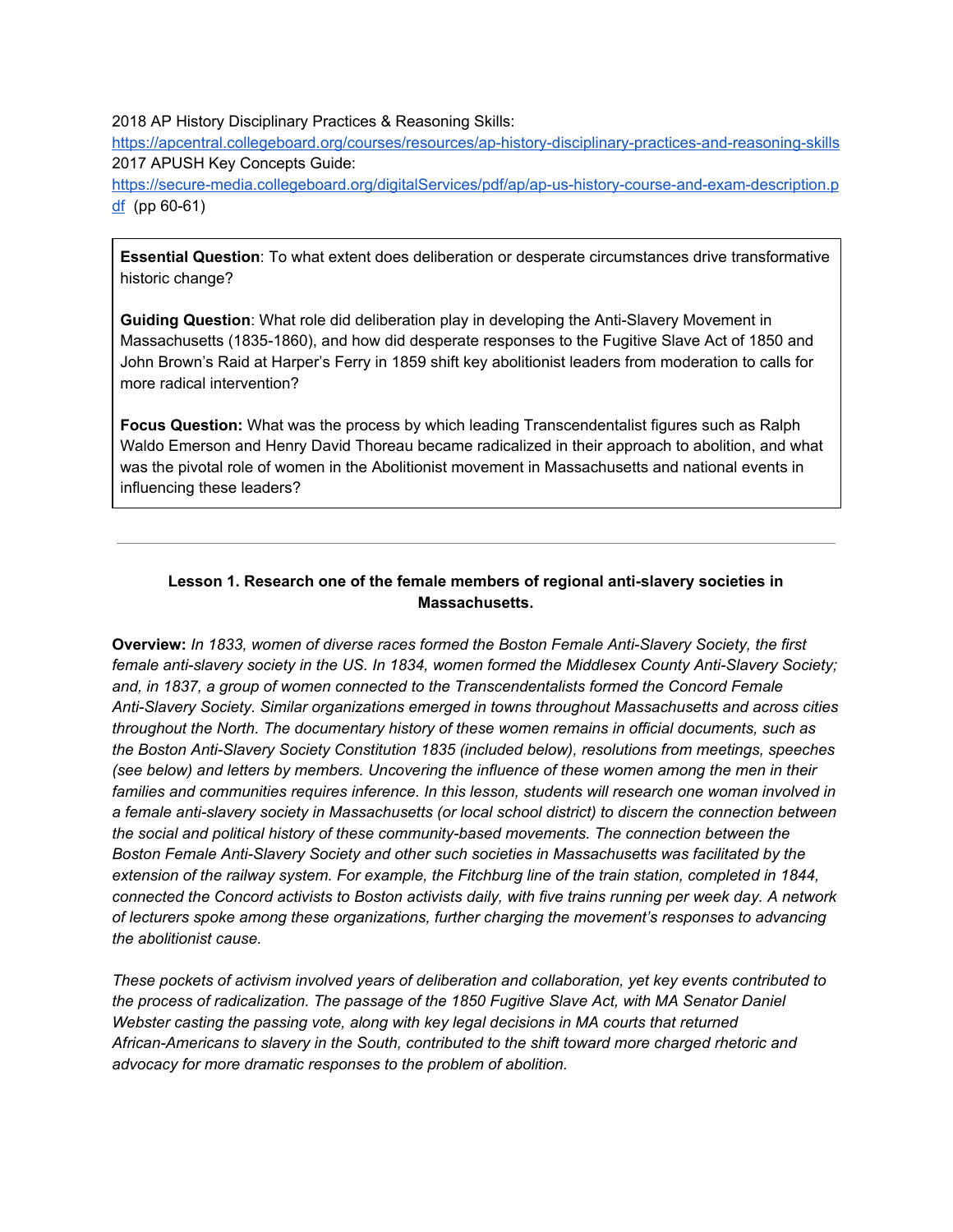2018 AP History Disciplinary Practices & Reasoning Skills:
[https://apcentral.collegeboard.org/courses/resources/ap-history-disciplinary-practices-and-reasoning-skills](https://apcentral.collegeboard.org/courses/resources/ap-history-disciplinary-practices-and-reasoning-skills)
2017 APUSH Key Concepts Guide:
[https://secure-media.collegeboard.org/digitalServices/pdf/ap/ap-us-history-course-and-exam-description.pdf](https://secure-media.collegeboard.org/digitalServices/pdf/ap/ap-us-history-course-and-exam-description.pdf) (pp 60-61)

**Essential Question**: To what extent does deliberation or desperate circumstances drive transformative historic change?

**Guiding Question**: What role did deliberation play in developing the Anti-Slavery Movement in Massachusetts (1835-1860), and how did desperate responses to the Fugitive Slave Act of 1850 and John Brown's Raid at Harper's Ferry in 1859 shift key abolitionist leaders from moderation to calls for more radical intervention?

**Focus Question:** What was the process by which leading Transcendentalist figures such as Ralph Waldo Emerson and Henry David Thoreau became radicalized in their approach to abolition, and what was the pivotal role of women in the Abolitionist movement in Massachusetts and national events in influencing these leaders?

---

### Lesson 1. Research one of the female members of regional anti-slavery societies in Massachusetts.

**Overview:** *In 1833, women of diverse races formed the Boston Female Anti-Slavery Society, the first female anti-slavery society in the US. In 1834, women formed the Middlesex County Anti-Slavery Society; and, in 1837, a group of women connected to the Transcendentalists formed the Concord Female Anti-Slavery Society. Similar organizations emerged in towns throughout Massachusetts and across cities throughout the North. The documentary history of these women remains in official documents, such as the Boston Anti-Slavery Society Constitution 1835 (included below), resolutions from meetings, speeches (see below) and letters by members. Uncovering the influence of these women among the men in their families and communities requires inference. In this lesson, students will research one woman involved in a female anti-slavery society in Massachusetts (or local school district) to discern the connection between the social and political history of these community-based movements. The connection between the Boston Female Anti-Slavery Society and other such societies in Massachusetts was facilitated by the extension of the railway system. For example, the Fitchburg line of the train station, completed in 1844, connected the Concord activists to Boston activists daily, with five trains running per week day. A network of lecturers spoke among these organizations, further charging the movement's responses to advancing the abolitionist cause.*

*These pockets of activism involved years of deliberation and collaboration, yet key events contributed to the process of radicalization. The passage of the 1850 Fugitive Slave Act, with MA Senator Daniel Webster casting the passing vote, along with key legal decisions in MA courts that returned African-Americans to slavery in the South, contributed to the shift toward more charged rhetoric and advocacy for more dramatic responses to the problem of abolition.*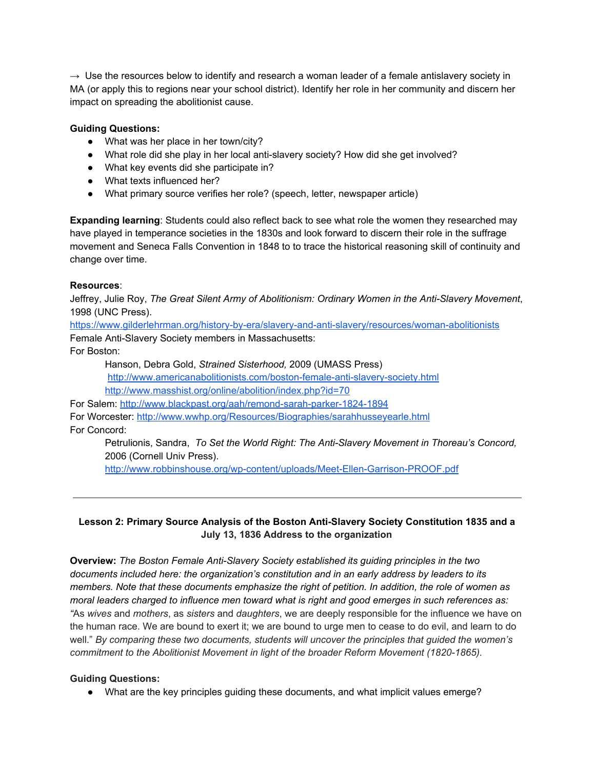→ Use the resources below to identify and research a woman leader of a female antislavery society in MA (or apply this to regions near your school district). Identify her role in her community and discern her impact on spreading the abolitionist cause.

**Guiding Questions:**

- What was her place in her town/city?
- What role did she play in her local anti-slavery society? How did she get involved?
- What key events did she participate in?
- What texts influenced her?
- What primary source verifies her role? (speech, letter, newspaper article)

**Expanding learning**: Students could also reflect back to see what role the women they researched may have played in temperance societies in the 1830s and look forward to discern their role in the suffrage movement and Seneca Falls Convention in 1848 to to trace the historical reasoning skill of continuity and change over time.

**Resources**:
Jeffrey, Julie Roy, *The Great Silent Army of Abolitionism: Ordinary Women in the Anti-Slavery Movement*, 1998 (UNC Press).
https://www.gilderlehrman.org/history-by-era/slavery-and-anti-slavery/resources/woman-abolitionists
Female Anti-Slavery Society members in Massachusetts:
For Boston:

> Hanson, Debra Gold, *Strained Sisterhood,* 2009 (UMASS Press)
> http://www.americanabolitionists.com/boston-female-anti-slavery-society.html
> http://www.masshist.org/online/abolition/index.php?id=70

For Salem: http://www.blackpast.org/aah/remond-sarah-parker-1824-1894
For Worcester: http://www.wwhp.org/Resources/Biographies/sarahhusseyearle.html
For Concord:

> Petrulionis, Sandra, *To Set the World Right: The Anti-Slavery Movement in Thoreau's Concord,* 2006 (Cornell Univ Press).
> http://www.robbinshouse.org/wp-content/uploads/Meet-Ellen-Garrison-PROOF.pdf

---

### Lesson 2: Primary Source Analysis of the Boston Anti-Slavery Society Constitution 1835 and a July 13, 1836 Address to the organization

**Overview:** *The Boston Female Anti-Slavery Society established its guiding principles in the two documents included here: the organization's constitution and in an early address by leaders to its members. Note that these documents emphasize the right of petition. In addition, the role of women as moral leaders charged to influence men toward what is right and good emerges in such references as:* "As *wives* and *mothers*, as *sisters* and *daughters*, we are deeply responsible for the influence we have on the human race. We are bound to exert it; we are bound to urge men to cease to do evil, and learn to do well." *By comparing these two documents, students will uncover the principles that guided the women's commitment to the Abolitionist Movement in light of the broader Reform Movement (1820-1865).*

**Guiding Questions:**

- What are the key principles guiding these documents, and what implicit values emerge?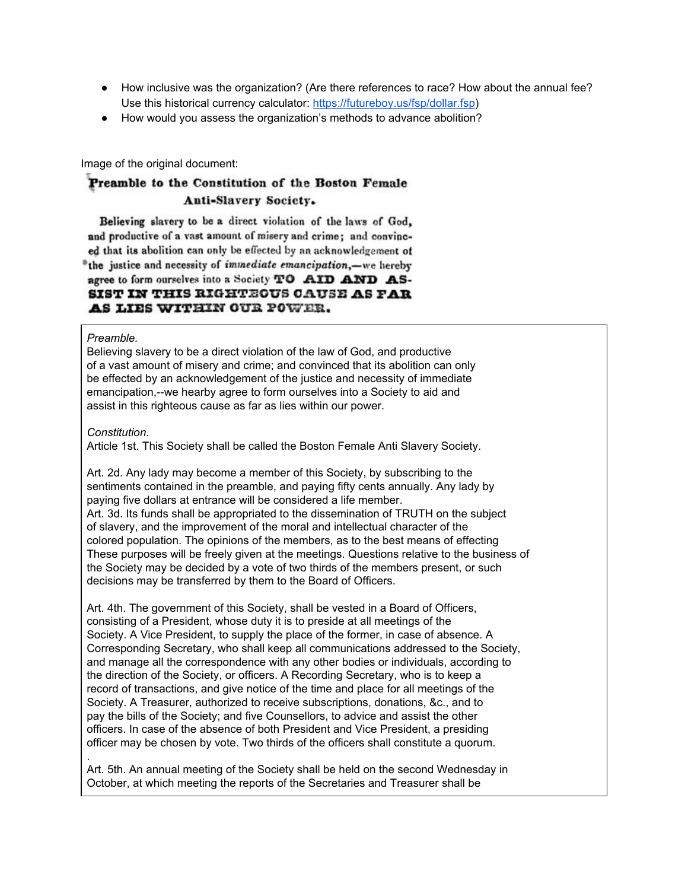- How inclusive was the organization? (Are there references to race? How about the annual fee? Use this historical currency calculator: https://futureboy.us/fsp/dollar.fsp)
- How would you assess the organization's methods to advance abolition?

Image of the original document:

**Preamble to the Constitution of the Boston Female Anti-Slavery Society.**

Believing slavery to be a direct violation of the laws of God, and productive of a vast amount of misery and crime; and convinced that its abolition can only be effected by an acknowledgement of the justice and necessity of *immediate emancipation*,—we hereby agree to form ourselves into a Society **TO AID AND ASSIST IN THIS RIGHTEOUS CAUSE AS FAR AS LIES WITHIN OUR POWER.**

*Preamble.*
Believing slavery to be a direct violation of the law of God, and productive of a vast amount of misery and crime; and convinced that its abolition can only be effected by an acknowledgement of the justice and necessity of immediate emancipation,--we hearby agree to form ourselves into a Society to aid and assist in this righteous cause as far as lies within our power.

*Constitution.*
Article 1st. This Society shall be called the Boston Female Anti Slavery Society.

Art. 2d. Any lady may become a member of this Society, by subscribing to the sentiments contained in the preamble, and paying fifty cents annually. Any lady by paying five dollars at entrance will be considered a life member.
Art. 3d. Its funds shall be appropriated to the dissemination of TRUTH on the subject of slavery, and the improvement of the moral and intellectual character of the colored population. The opinions of the members, as to the best means of effecting These purposes will be freely given at the meetings. Questions relative to the business of the Society may be decided by a vote of two thirds of the members present, or such decisions may be transferred by them to the Board of Officers.

Art. 4th. The government of this Society, shall be vested in a Board of Officers, consisting of a President, whose duty it is to preside at all meetings of the Society. A Vice President, to supply the place of the former, in case of absence. A Corresponding Secretary, who shall keep all communications addressed to the Society, and manage all the correspondence with any other bodies or individuals, according to the direction of the Society, or officers. A Recording Secretary, who is to keep a record of transactions, and give notice of the time and place for all meetings of the Society. A Treasurer, authorized to receive subscriptions, donations, &c., and to pay the bills of the Society; and five Counsellors, to advice and assist the other officers. In case of the absence of both President and Vice President, a presiding officer may be chosen by vote. Two thirds of the officers shall constitute a quorum.
.
Art. 5th. An annual meeting of the Society shall be held on the second Wednesday in October, at which meeting the reports of the Secretaries and Treasurer shall be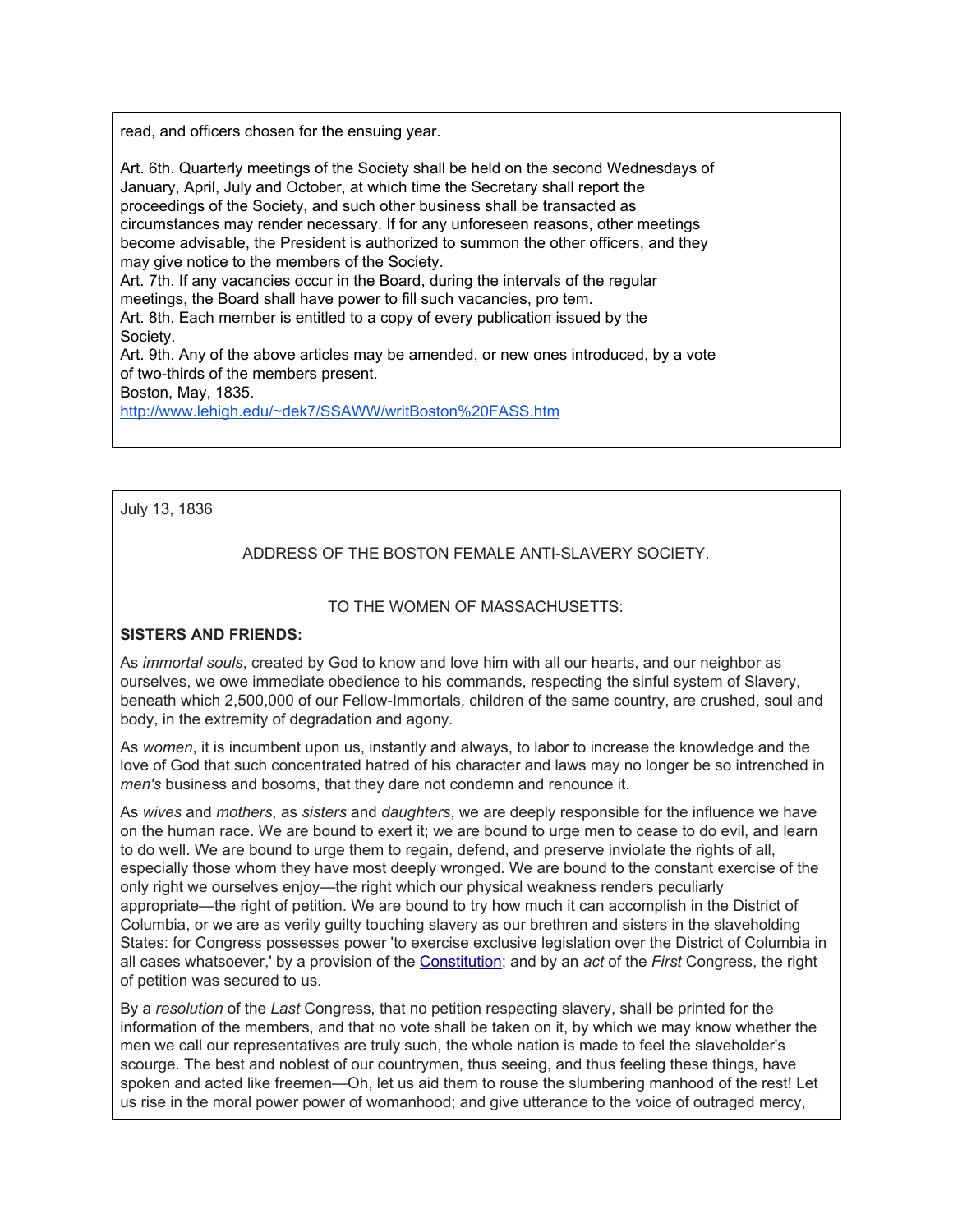read, and officers chosen for the ensuing year.

Art. 6th. Quarterly meetings of the Society shall be held on the second Wednesdays of January, April, July and October, at which time the Secretary shall report the proceedings of the Society, and such other business shall be transacted as circumstances may render necessary. If for any unforeseen reasons, other meetings become advisable, the President is authorized to summon the other officers, and they may give notice to the members of the Society.
Art. 7th. If any vacancies occur in the Board, during the intervals of the regular meetings, the Board shall have power to fill such vacancies, pro tem.
Art. 8th. Each member is entitled to a copy of every publication issued by the Society.
Art. 9th. Any of the above articles may be amended, or new ones introduced, by a vote of two-thirds of the members present.
Boston, May, 1835.
http://www.lehigh.edu/~dek7/SSAWW/writBoston%20FASS.htm

July 13, 1836

ADDRESS OF THE BOSTON FEMALE ANTI-SLAVERY SOCIETY.

TO THE WOMEN OF MASSACHUSETTS:

**SISTERS AND FRIENDS:**

As *immortal souls*, created by God to know and love him with all our hearts, and our neighbor as ourselves, we owe immediate obedience to his commands, respecting the sinful system of Slavery, beneath which 2,500,000 of our Fellow-Immortals, children of the same country, are crushed, soul and body, in the extremity of degradation and agony.

As *women*, it is incumbent upon us, instantly and always, to labor to increase the knowledge and the love of God that such concentrated hatred of his character and laws may no longer be so intrenched in *men's* business and bosoms, that they dare not condemn and renounce it.

As *wives* and *mothers*, as *sisters* and *daughters*, we are deeply responsible for the influence we have on the human race. We are bound to exert it; we are bound to urge men to cease to do evil, and learn to do well. We are bound to urge them to regain, defend, and preserve inviolate the rights of all, especially those whom they have most deeply wronged. We are bound to the constant exercise of the only right we ourselves enjoy—the right which our physical weakness renders peculiarly appropriate—the right of petition. We are bound to try how much it can accomplish in the District of Columbia, or we are as verily guilty touching slavery as our brethren and sisters in the slaveholding States: for Congress possesses power 'to exercise exclusive legislation over the District of Columbia in all cases whatsoever,' by a provision of the Constitution; and by an *act* of the *First* Congress, the right of petition was secured to us.

By a *resolution* of the *Last* Congress, that no petition respecting slavery, shall be printed for the information of the members, and that no vote shall be taken on it, by which we may know whether the men we call our representatives are truly such, the whole nation is made to feel the slaveholder's scourge. The best and noblest of our countrymen, thus seeing, and thus feeling these things, have spoken and acted like freemen—Oh, let us aid them to rouse the slumbering manhood of the rest! Let us rise in the moral power power of womanhood; and give utterance to the voice of outraged mercy,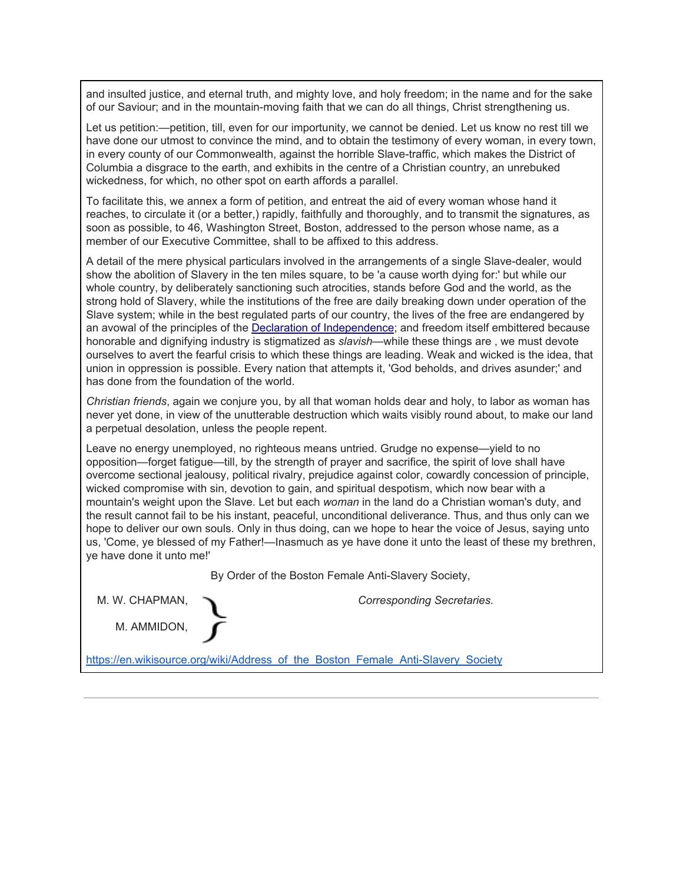and insulted justice, and eternal truth, and mighty love, and holy freedom; in the name and for the sake of our Saviour; and in the mountain-moving faith that we can do all things, Christ strengthening us.

Let us petition:—petition, till, even for our importunity, we cannot be denied. Let us know no rest till we have done our utmost to convince the mind, and to obtain the testimony of every woman, in every town, in every county of our Commonwealth, against the horrible Slave-traffic, which makes the District of Columbia a disgrace to the earth, and exhibits in the centre of a Christian country, an unrebuked wickedness, for which, no other spot on earth affords a parallel.

To facilitate this, we annex a form of petition, and entreat the aid of every woman whose hand it reaches, to circulate it (or a better,) rapidly, faithfully and thoroughly, and to transmit the signatures, as soon as possible, to 46, Washington Street, Boston, addressed to the person whose name, as a member of our Executive Committee, shall to be affixed to this address.

A detail of the mere physical particulars involved in the arrangements of a single Slave-dealer, would show the abolition of Slavery in the ten miles square, to be 'a cause worth dying for:' but while our whole country, by deliberately sanctioning such atrocities, stands before God and the world, as the strong hold of Slavery, while the institutions of the free are daily breaking down under operation of the Slave system; while in the best regulated parts of our country, the lives of the free are endangered by an avowal of the principles of the [Declaration of Independence](); and freedom itself embittered because honorable and dignifying industry is stigmatized as *slavish*—while these things are , we must devote ourselves to avert the fearful crisis to which these things are leading. Weak and wicked is the idea, that union in oppression is possible. Every nation that attempts it, 'God beholds, and drives asunder;' and has done from the foundation of the world.

*Christian friends*, again we conjure you, by all that woman holds dear and holy, to labor as woman has never yet done, in view of the unutterable destruction which waits visibly round about, to make our land a perpetual desolation, unless the people repent.

Leave no energy unemployed, no righteous means untried. Grudge no expense—yield to no opposition—forget fatigue—till, by the strength of prayer and sacrifice, the spirit of love shall have overcome sectional jealousy, political rivalry, prejudice against color, cowardly concession of principle, wicked compromise with sin, devotion to gain, and spiritual despotism, which now bear with a mountain's weight upon the Slave. Let but each *woman* in the land do a Christian woman's duty, and the result cannot fail to be his instant, peaceful, unconditional deliverance. Thus, and thus only can we hope to deliver our own souls. Only in thus doing, can we hope to hear the voice of Jesus, saying unto us, 'Come, ye blessed of my Father!—Inasmuch as ye have done it unto the least of these my brethren, ye have done it unto me!'

By Order of the Boston Female Anti-Slavery Society,

M. W. CHAPMAN,
M. AMMIDON, } *Corresponding Secretaries.*

https://en.wikisource.org/wiki/Address_of_the_Boston_Female_Anti-Slavery_Society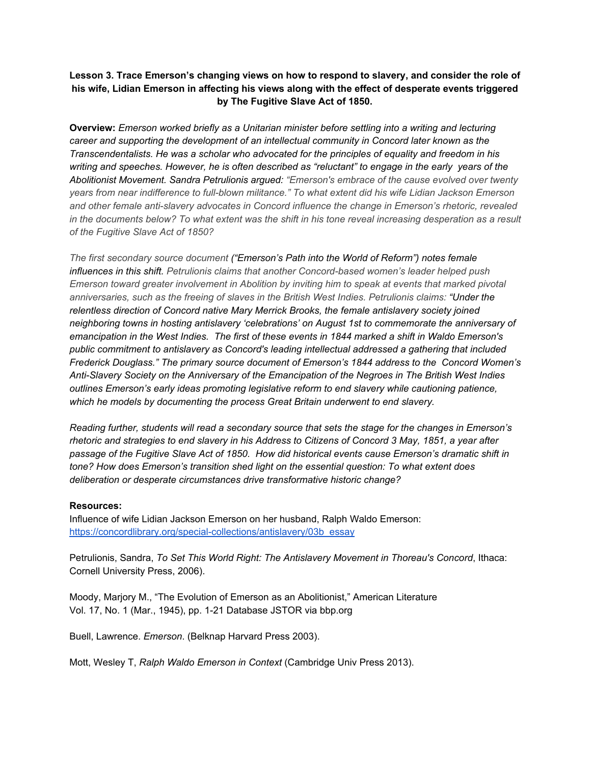**Lesson 3. Trace Emerson's changing views on how to respond to slavery, and consider the role of his wife, Lidian Emerson in affecting his views along with the effect of desperate events triggered by The Fugitive Slave Act of 1850.**

**Overview:** *Emerson worked briefly as a Unitarian minister before settling into a writing and lecturing career and supporting the development of an intellectual community in Concord later known as the Transcendentalists. He was a scholar who advocated for the principles of equality and freedom in his writing and speeches. However, he is often described as "reluctant" to engage in the early years of the Abolitionist Movement. Sandra Petrulionis argued: "Emerson's embrace of the cause evolved over twenty years from near indifference to full-blown militance." To what extent did his wife Lidian Jackson Emerson and other female anti-slavery advocates in Concord influence the change in Emerson's rhetoric, revealed in the documents below? To what extent was the shift in his tone reveal increasing desperation as a result of the Fugitive Slave Act of 1850?*

*The first secondary source document ("Emerson's Path into the World of Reform") notes female influences in this shift. Petrulionis claims that another Concord-based women's leader helped push Emerson toward greater involvement in Abolition by inviting him to speak at events that marked pivotal anniversaries, such as the freeing of slaves in the British West Indies. Petrulionis claims: "Under the relentless direction of Concord native Mary Merrick Brooks, the female antislavery society joined neighboring towns in hosting antislavery 'celebrations' on August 1st to commemorate the anniversary of emancipation in the West Indies. The first of these events in 1844 marked a shift in Waldo Emerson's public commitment to antislavery as Concord's leading intellectual addressed a gathering that included Frederick Douglass." The primary source document of Emerson's 1844 address to the Concord Women's Anti-Slavery Society on the Anniversary of the Emancipation of the Negroes in The British West Indies outlines Emerson's early ideas promoting legislative reform to end slavery while cautioning patience, which he models by documenting the process Great Britain underwent to end slavery.*

*Reading further, students will read a secondary source that sets the stage for the changes in Emerson's rhetoric and strategies to end slavery in his Address to Citizens of Concord 3 May, 1851, a year after passage of the Fugitive Slave Act of 1850. How did historical events cause Emerson's dramatic shift in tone? How does Emerson's transition shed light on the essential question: To what extent does deliberation or desperate circumstances drive transformative historic change?*

**Resources:**

Influence of wife Lidian Jackson Emerson on her husband, Ralph Waldo Emerson: https://concordlibrary.org/special-collections/antislavery/03b_essay

Petrulionis, Sandra, *To Set This World Right: The Antislavery Movement in Thoreau's Concord*, Ithaca: Cornell University Press, 2006).

Moody, Marjory M., "The Evolution of Emerson as an Abolitionist," American Literature Vol. 17, No. 1 (Mar., 1945), pp. 1-21 Database JSTOR via bbp.org

Buell, Lawrence. *Emerson*. (Belknap Harvard Press 2003).

Mott, Wesley T, *Ralph Waldo Emerson in Context* (Cambridge Univ Press 2013).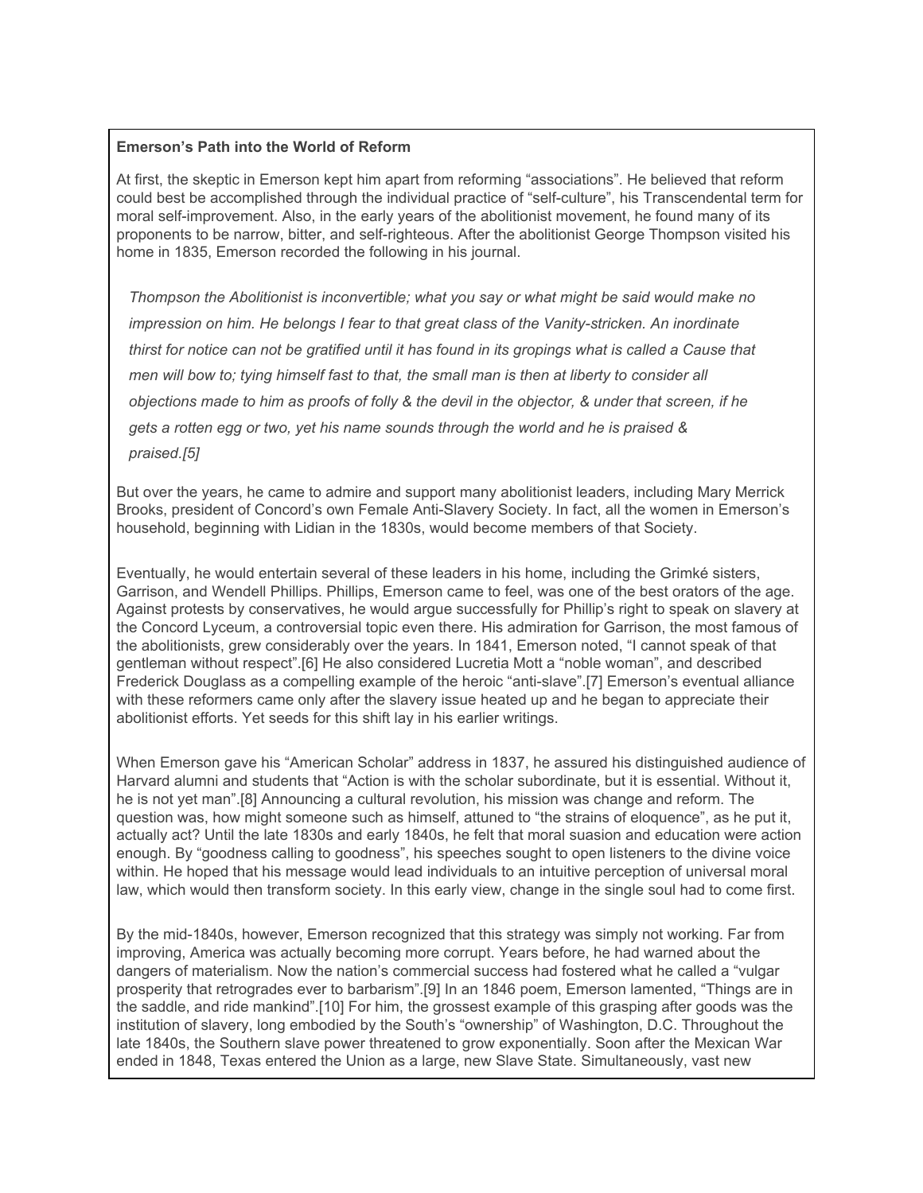**Emerson's Path into the World of Reform**

At first, the skeptic in Emerson kept him apart from reforming "associations". He believed that reform could best be accomplished through the individual practice of "self-culture", his Transcendental term for moral self-improvement. Also, in the early years of the abolitionist movement, he found many of its proponents to be narrow, bitter, and self-righteous. After the abolitionist George Thompson visited his home in 1835, Emerson recorded the following in his journal.

> *Thompson the Abolitionist is inconvertible; what you say or what might be said would make no impression on him. He belongs I fear to that great class of the Vanity-stricken. An inordinate thirst for notice can not be gratified until it has found in its gropings what is called a Cause that men will bow to; tying himself fast to that, the small man is then at liberty to consider all objections made to him as proofs of folly & the devil in the objector, & under that screen, if he gets a rotten egg or two, yet his name sounds through the world and he is praised & praised.[5]*

But over the years, he came to admire and support many abolitionist leaders, including Mary Merrick Brooks, president of Concord's own Female Anti-Slavery Society. In fact, all the women in Emerson's household, beginning with Lidian in the 1830s, would become members of that Society.

Eventually, he would entertain several of these leaders in his home, including the Grimké sisters, Garrison, and Wendell Phillips. Phillips, Emerson came to feel, was one of the best orators of the age. Against protests by conservatives, he would argue successfully for Phillip's right to speak on slavery at the Concord Lyceum, a controversial topic even there. His admiration for Garrison, the most famous of the abolitionists, grew considerably over the years. In 1841, Emerson noted, "I cannot speak of that gentleman without respect".[6] He also considered Lucretia Mott a "noble woman", and described Frederick Douglass as a compelling example of the heroic "anti-slave".[7] Emerson's eventual alliance with these reformers came only after the slavery issue heated up and he began to appreciate their abolitionist efforts. Yet seeds for this shift lay in his earlier writings.

When Emerson gave his "American Scholar" address in 1837, he assured his distinguished audience of Harvard alumni and students that "Action is with the scholar subordinate, but it is essential. Without it, he is not yet man".[8] Announcing a cultural revolution, his mission was change and reform. The question was, how might someone such as himself, attuned to "the strains of eloquence", as he put it, actually act? Until the late 1830s and early 1840s, he felt that moral suasion and education were action enough. By "goodness calling to goodness", his speeches sought to open listeners to the divine voice within. He hoped that his message would lead individuals to an intuitive perception of universal moral law, which would then transform society. In this early view, change in the single soul had to come first.

By the mid-1840s, however, Emerson recognized that this strategy was simply not working. Far from improving, America was actually becoming more corrupt. Years before, he had warned about the dangers of materialism. Now the nation's commercial success had fostered what he called a "vulgar prosperity that retrogrades ever to barbarism".[9] In an 1846 poem, Emerson lamented, "Things are in the saddle, and ride mankind".[10] For him, the grossest example of this grasping after goods was the institution of slavery, long embodied by the South's "ownership" of Washington, D.C. Throughout the late 1840s, the Southern slave power threatened to grow exponentially. Soon after the Mexican War ended in 1848, Texas entered the Union as a large, new Slave State. Simultaneously, vast new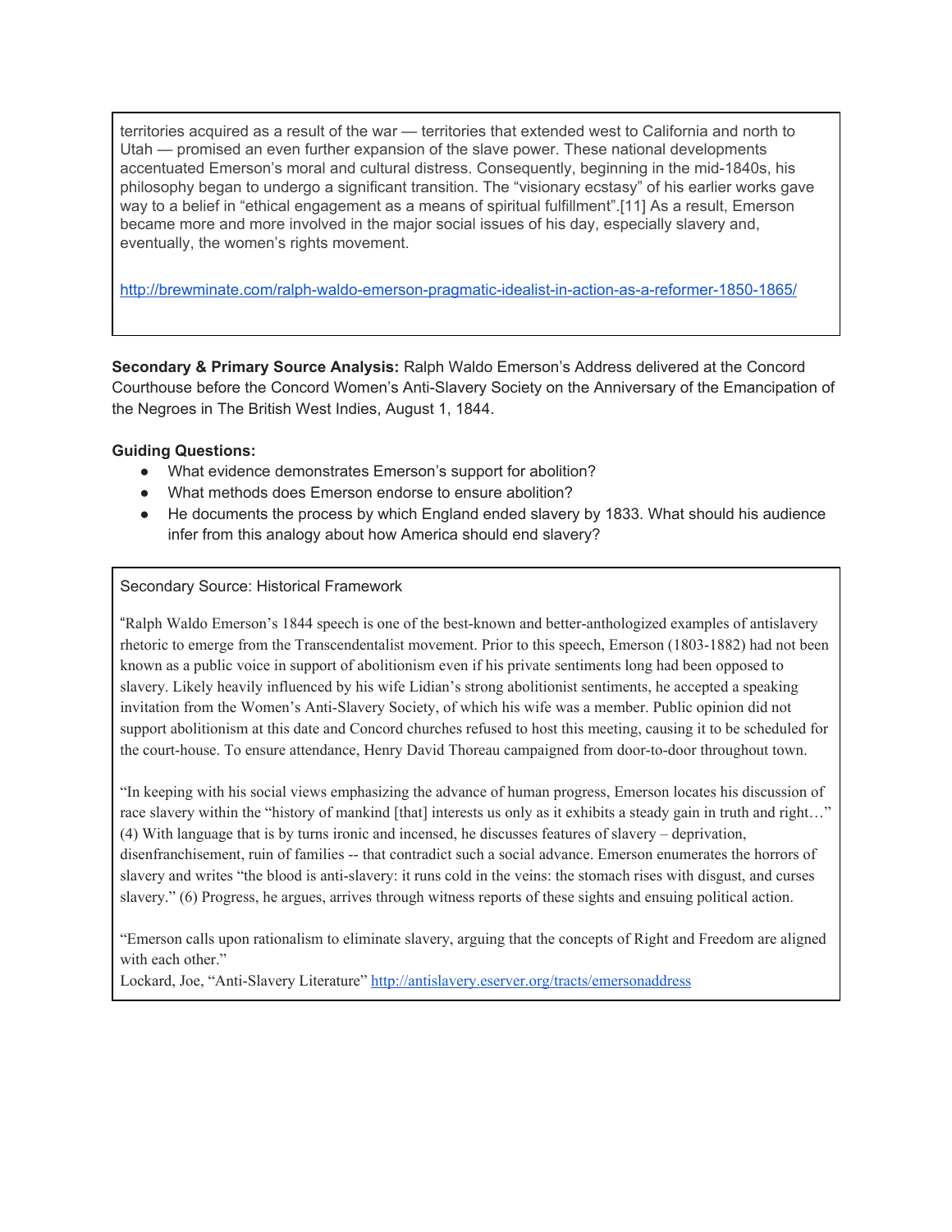territories acquired as a result of the war — territories that extended west to California and north to Utah — promised an even further expansion of the slave power. These national developments accentuated Emerson's moral and cultural distress. Consequently, beginning in the mid-1840s, his philosophy began to undergo a significant transition. The "visionary ecstasy" of his earlier works gave way to a belief in "ethical engagement as a means of spiritual fulfillment".[11] As a result, Emerson became more and more involved in the major social issues of his day, especially slavery and, eventually, the women's rights movement.

http://brewminate.com/ralph-waldo-emerson-pragmatic-idealist-in-action-as-a-reformer-1850-1865/

**Secondary & Primary Source Analysis:** Ralph Waldo Emerson's Address delivered at the Concord Courthouse before the Concord Women's Anti-Slavery Society on the Anniversary of the Emancipation of the Negroes in The British West Indies, August 1, 1844.

**Guiding Questions:**

- What evidence demonstrates Emerson's support for abolition?
- What methods does Emerson endorse to ensure abolition?
- He documents the process by which England ended slavery by 1833. What should his audience infer from this analogy about how America should end slavery?

Secondary Source: Historical Framework

"Ralph Waldo Emerson's 1844 speech is one of the best-known and better-anthologized examples of antislavery rhetoric to emerge from the Transcendentalist movement. Prior to this speech, Emerson (1803-1882) had not been known as a public voice in support of abolitionism even if his private sentiments long had been opposed to slavery. Likely heavily influenced by his wife Lidian's strong abolitionist sentiments, he accepted a speaking invitation from the Women's Anti-Slavery Society, of which his wife was a member. Public opinion did not support abolitionism at this date and Concord churches refused to host this meeting, causing it to be scheduled for the court-house. To ensure attendance, Henry David Thoreau campaigned from door-to-door throughout town.

"In keeping with his social views emphasizing the advance of human progress, Emerson locates his discussion of race slavery within the "history of mankind [that] interests us only as it exhibits a steady gain in truth and right…" (4) With language that is by turns ironic and incensed, he discusses features of slavery – deprivation, disenfranchisement, ruin of families -- that contradict such a social advance. Emerson enumerates the horrors of slavery and writes "the blood is anti-slavery: it runs cold in the veins: the stomach rises with disgust, and curses slavery." (6) Progress, he argues, arrives through witness reports of these sights and ensuing political action.

"Emerson calls upon rationalism to eliminate slavery, arguing that the concepts of Right and Freedom are aligned with each other."

Lockard, Joe, "Anti-Slavery Literature" http://antislavery.eserver.org/tracts/emersonaddress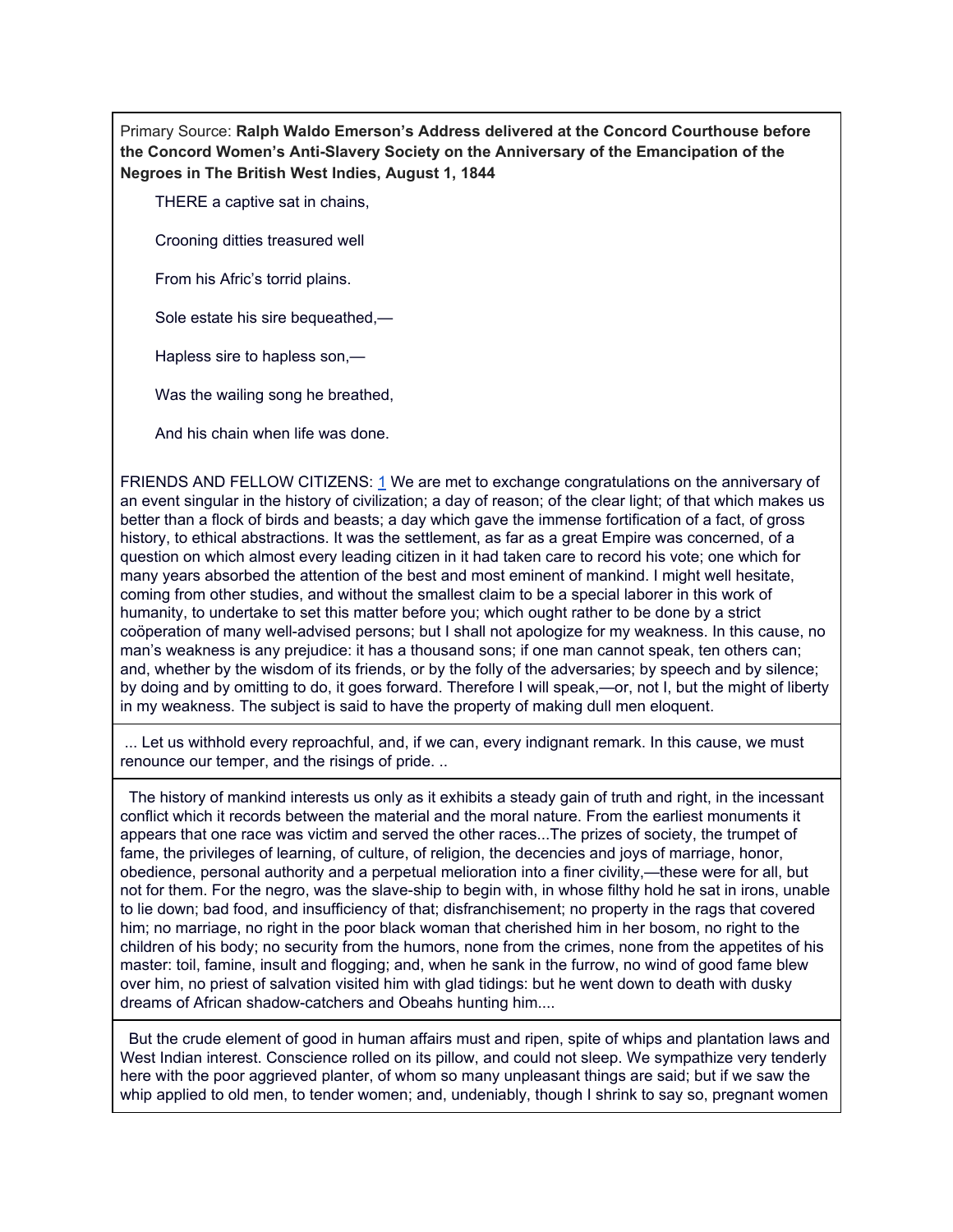Primary Source: **Ralph Waldo Emerson's Address delivered at the Concord Courthouse before the Concord Women's Anti-Slavery Society on the Anniversary of the Emancipation of the Negroes in The British West Indies, August 1, 1844**

THERE a captive sat in chains,

Crooning ditties treasured well

From his Afric's torrid plains.

Sole estate his sire bequeathed,—

Hapless sire to hapless son,—

Was the wailing song he breathed,

And his chain when life was done.

FRIENDS AND FELLOW CITIZENS: 1 We are met to exchange congratulations on the anniversary of an event singular in the history of civilization; a day of reason; of the clear light; of that which makes us better than a flock of birds and beasts; a day which gave the immense fortification of a fact, of gross history, to ethical abstractions. It was the settlement, as far as a great Empire was concerned, of a question on which almost every leading citizen in it had taken care to record his vote; one which for many years absorbed the attention of the best and most eminent of mankind. I might well hesitate, coming from other studies, and without the smallest claim to be a special laborer in this work of humanity, to undertake to set this matter before you; which ought rather to be done by a strict coöperation of many well-advised persons; but I shall not apologize for my weakness. In this cause, no man's weakness is any prejudice: it has a thousand sons; if one man cannot speak, ten others can; and, whether by the wisdom of its friends, or by the folly of the adversaries; by speech and by silence; by doing and by omitting to do, it goes forward. Therefore I will speak,—or, not I, but the might of liberty in my weakness. The subject is said to have the property of making dull men eloquent.

... Let us withhold every reproachful, and, if we can, every indignant remark. In this cause, we must renounce our temper, and the risings of pride. ..

The history of mankind interests us only as it exhibits a steady gain of truth and right, in the incessant conflict which it records between the material and the moral nature. From the earliest monuments it appears that one race was victim and served the other races...The prizes of society, the trumpet of fame, the privileges of learning, of culture, of religion, the decencies and joys of marriage, honor, obedience, personal authority and a perpetual melioration into a finer civility,—these were for all, but not for them. For the negro, was the slave-ship to begin with, in whose filthy hold he sat in irons, unable to lie down; bad food, and insufficiency of that; disfranchisement; no property in the rags that covered him; no marriage, no right in the poor black woman that cherished him in her bosom, no right to the children of his body; no security from the humors, none from the crimes, none from the appetites of his master: toil, famine, insult and flogging; and, when he sank in the furrow, no wind of good fame blew over him, no priest of salvation visited him with glad tidings: but he went down to death with dusky dreams of African shadow-catchers and Obeahs hunting him....

But the crude element of good in human affairs must and ripen, spite of whips and plantation laws and West Indian interest. Conscience rolled on its pillow, and could not sleep. We sympathize very tenderly here with the poor aggrieved planter, of whom so many unpleasant things are said; but if we saw the whip applied to old men, to tender women; and, undeniably, though I shrink to say so, pregnant women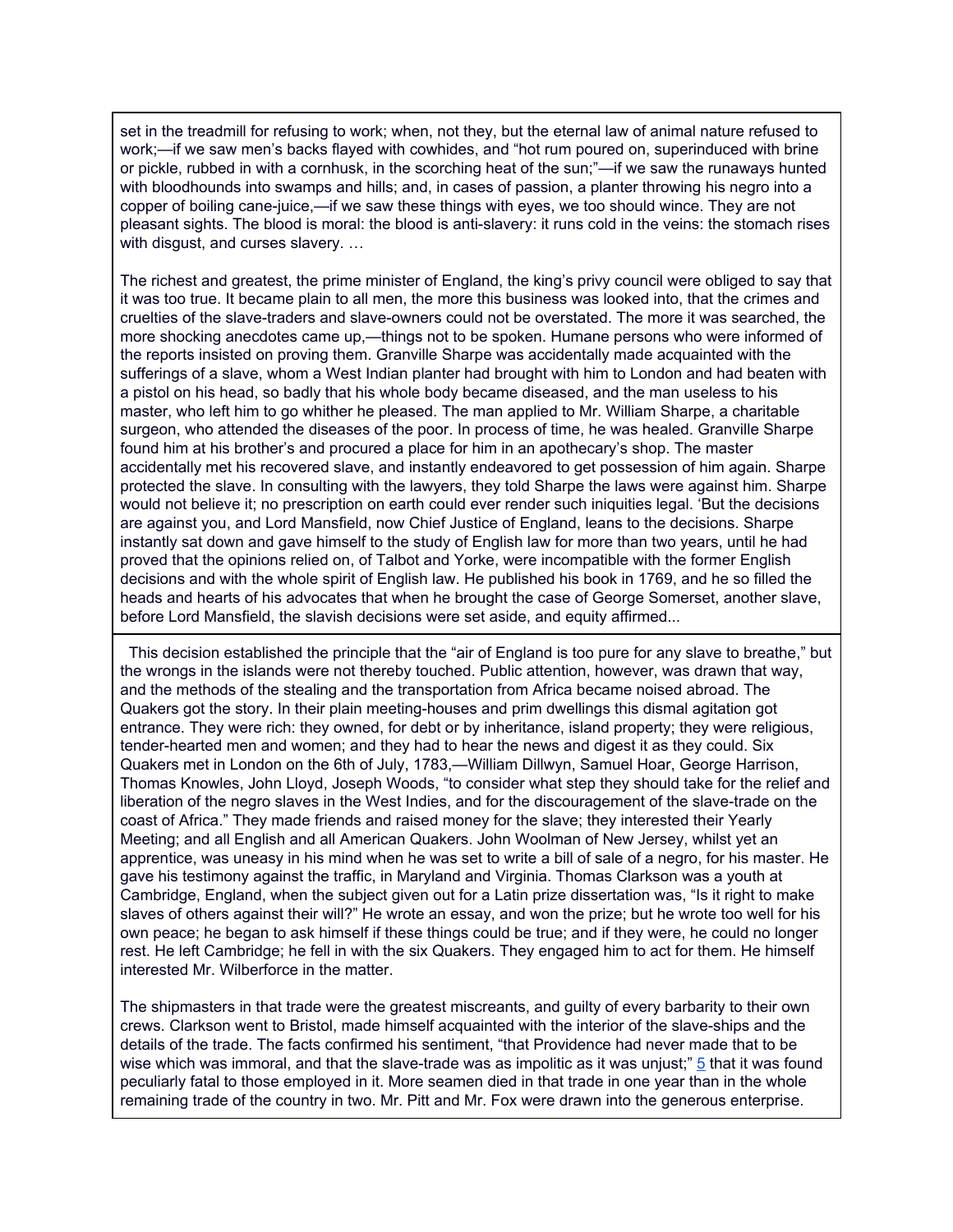set in the treadmill for refusing to work; when, not they, but the eternal law of animal nature refused to work;—if we saw men's backs flayed with cowhides, and "hot rum poured on, superinduced with brine or pickle, rubbed in with a cornhusk, in the scorching heat of the sun;"—if we saw the runaways hunted with bloodhounds into swamps and hills; and, in cases of passion, a planter throwing his negro into a copper of boiling cane-juice,—if we saw these things with eyes, we too should wince. They are not pleasant sights. The blood is moral: the blood is anti-slavery: it runs cold in the veins: the stomach rises with disgust, and curses slavery. …

The richest and greatest, the prime minister of England, the king's privy council were obliged to say that it was too true. It became plain to all men, the more this business was looked into, that the crimes and cruelties of the slave-traders and slave-owners could not be overstated. The more it was searched, the more shocking anecdotes came up,—things not to be spoken. Humane persons who were informed of the reports insisted on proving them. Granville Sharpe was accidentally made acquainted with the sufferings of a slave, whom a West Indian planter had brought with him to London and had beaten with a pistol on his head, so badly that his whole body became diseased, and the man useless to his master, who left him to go whither he pleased. The man applied to Mr. William Sharpe, a charitable surgeon, who attended the diseases of the poor. In process of time, he was healed. Granville Sharpe found him at his brother's and procured a place for him in an apothecary's shop. The master accidentally met his recovered slave, and instantly endeavored to get possession of him again. Sharpe protected the slave. In consulting with the lawyers, they told Sharpe the laws were against him. Sharpe would not believe it; no prescription on earth could ever render such iniquities legal. 'But the decisions are against you, and Lord Mansfield, now Chief Justice of England, leans to the decisions. Sharpe instantly sat down and gave himself to the study of English law for more than two years, until he had proved that the opinions relied on, of Talbot and Yorke, were incompatible with the former English decisions and with the whole spirit of English law. He published his book in 1769, and he so filled the heads and hearts of his advocates that when he brought the case of George Somerset, another slave, before Lord Mansfield, the slavish decisions were set aside, and equity affirmed...

This decision established the principle that the "air of England is too pure for any slave to breathe," but the wrongs in the islands were not thereby touched. Public attention, however, was drawn that way, and the methods of the stealing and the transportation from Africa became noised abroad. The Quakers got the story. In their plain meeting-houses and prim dwellings this dismal agitation got entrance. They were rich: they owned, for debt or by inheritance, island property; they were religious, tender-hearted men and women; and they had to hear the news and digest it as they could. Six Quakers met in London on the 6th of July, 1783,—William Dillwyn, Samuel Hoar, George Harrison, Thomas Knowles, John Lloyd, Joseph Woods, "to consider what step they should take for the relief and liberation of the negro slaves in the West Indies, and for the discouragement of the slave-trade on the coast of Africa." They made friends and raised money for the slave; they interested their Yearly Meeting; and all English and all American Quakers. John Woolman of New Jersey, whilst yet an apprentice, was uneasy in his mind when he was set to write a bill of sale of a negro, for his master. He gave his testimony against the traffic, in Maryland and Virginia. Thomas Clarkson was a youth at Cambridge, England, when the subject given out for a Latin prize dissertation was, "Is it right to make slaves of others against their will?" He wrote an essay, and won the prize; but he wrote too well for his own peace; he began to ask himself if these things could be true; and if they were, he could no longer rest. He left Cambridge; he fell in with the six Quakers. They engaged him to act for them. He himself interested Mr. Wilberforce in the matter.

The shipmasters in that trade were the greatest miscreants, and guilty of every barbarity to their own crews. Clarkson went to Bristol, made himself acquainted with the interior of the slave-ships and the details of the trade. The facts confirmed his sentiment, "that Providence had never made that to be wise which was immoral, and that the slave-trade was as impolitic as it was unjust;" [5] that it was found peculiarly fatal to those employed in it. More seamen died in that trade in one year than in the whole remaining trade of the country in two. Mr. Pitt and Mr. Fox were drawn into the generous enterprise.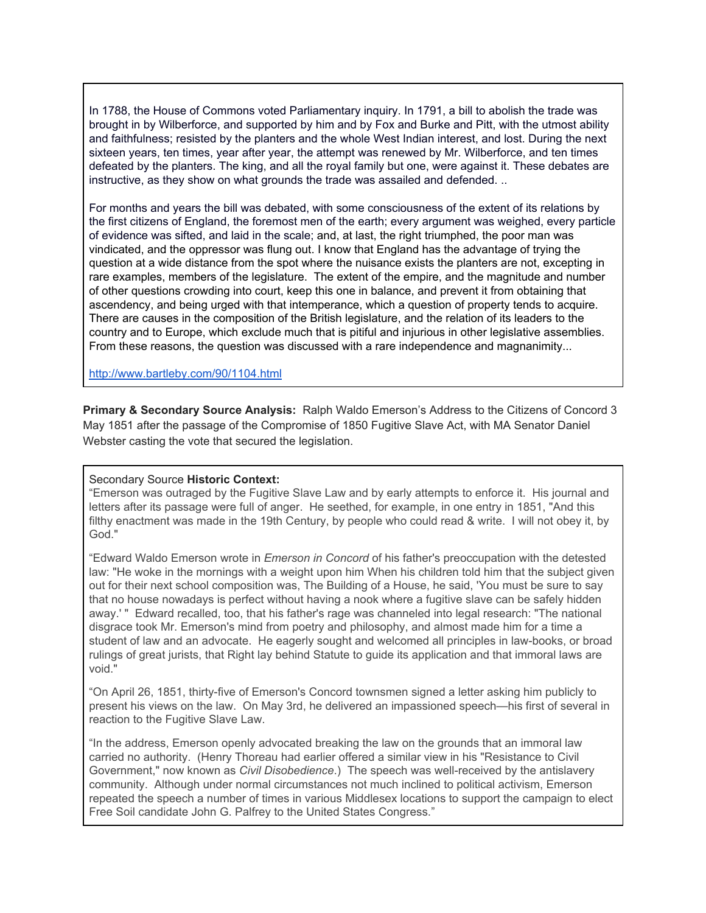In 1788, the House of Commons voted Parliamentary inquiry. In 1791, a bill to abolish the trade was brought in by Wilberforce, and supported by him and by Fox and Burke and Pitt, with the utmost ability and faithfulness; resisted by the planters and the whole West Indian interest, and lost. During the next sixteen years, ten times, year after year, the attempt was renewed by Mr. Wilberforce, and ten times defeated by the planters. The king, and all the royal family but one, were against it. These debates are instructive, as they show on what grounds the trade was assailed and defended. ..

For months and years the bill was debated, with some consciousness of the extent of its relations by the first citizens of England, the foremost men of the earth; every argument was weighed, every particle of evidence was sifted, and laid in the scale; and, at last, the right triumphed, the poor man was vindicated, and the oppressor was flung out. I know that England has the advantage of trying the question at a wide distance from the spot where the nuisance exists the planters are not, excepting in rare examples, members of the legislature. The extent of the empire, and the magnitude and number of other questions crowding into court, keep this one in balance, and prevent it from obtaining that ascendency, and being urged with that intemperance, which a question of property tends to acquire. There are causes in the composition of the British legislature, and the relation of its leaders to the country and to Europe, which exclude much that is pitiful and injurious in other legislative assemblies. From these reasons, the question was discussed with a rare independence and magnanimity...

http://www.bartleby.com/90/1104.html

**Primary & Secondary Source Analysis:** Ralph Waldo Emerson's Address to the Citizens of Concord 3 May 1851 after the passage of the Compromise of 1850 Fugitive Slave Act, with MA Senator Daniel Webster casting the vote that secured the legislation.

Secondary Source **Historic Context:**

"Emerson was outraged by the Fugitive Slave Law and by early attempts to enforce it. His journal and letters after its passage were full of anger. He seethed, for example, in one entry in 1851, "And this filthy enactment was made in the 19th Century, by people who could read & write. I will not obey it, by God."

"Edward Waldo Emerson wrote in *Emerson in Concord* of his father's preoccupation with the detested law: "He woke in the mornings with a weight upon him When his children told him that the subject given out for their next school composition was, The Building of a House, he said, 'You must be sure to say that no house nowadays is perfect without having a nook where a fugitive slave can be safely hidden away.' " Edward recalled, too, that his father's rage was channeled into legal research: "The national disgrace took Mr. Emerson's mind from poetry and philosophy, and almost made him for a time a student of law and an advocate. He eagerly sought and welcomed all principles in law-books, or broad rulings of great jurists, that Right lay behind Statute to guide its application and that immoral laws are void."

"On April 26, 1851, thirty-five of Emerson's Concord townsmen signed a letter asking him publicly to present his views on the law. On May 3rd, he delivered an impassioned speech—his first of several in reaction to the Fugitive Slave Law.

"In the address, Emerson openly advocated breaking the law on the grounds that an immoral law carried no authority. (Henry Thoreau had earlier offered a similar view in his "Resistance to Civil Government," now known as *Civil Disobedience*.) The speech was well-received by the antislavery community. Although under normal circumstances not much inclined to political activism, Emerson repeated the speech a number of times in various Middlesex locations to support the campaign to elect Free Soil candidate John G. Palfrey to the United States Congress."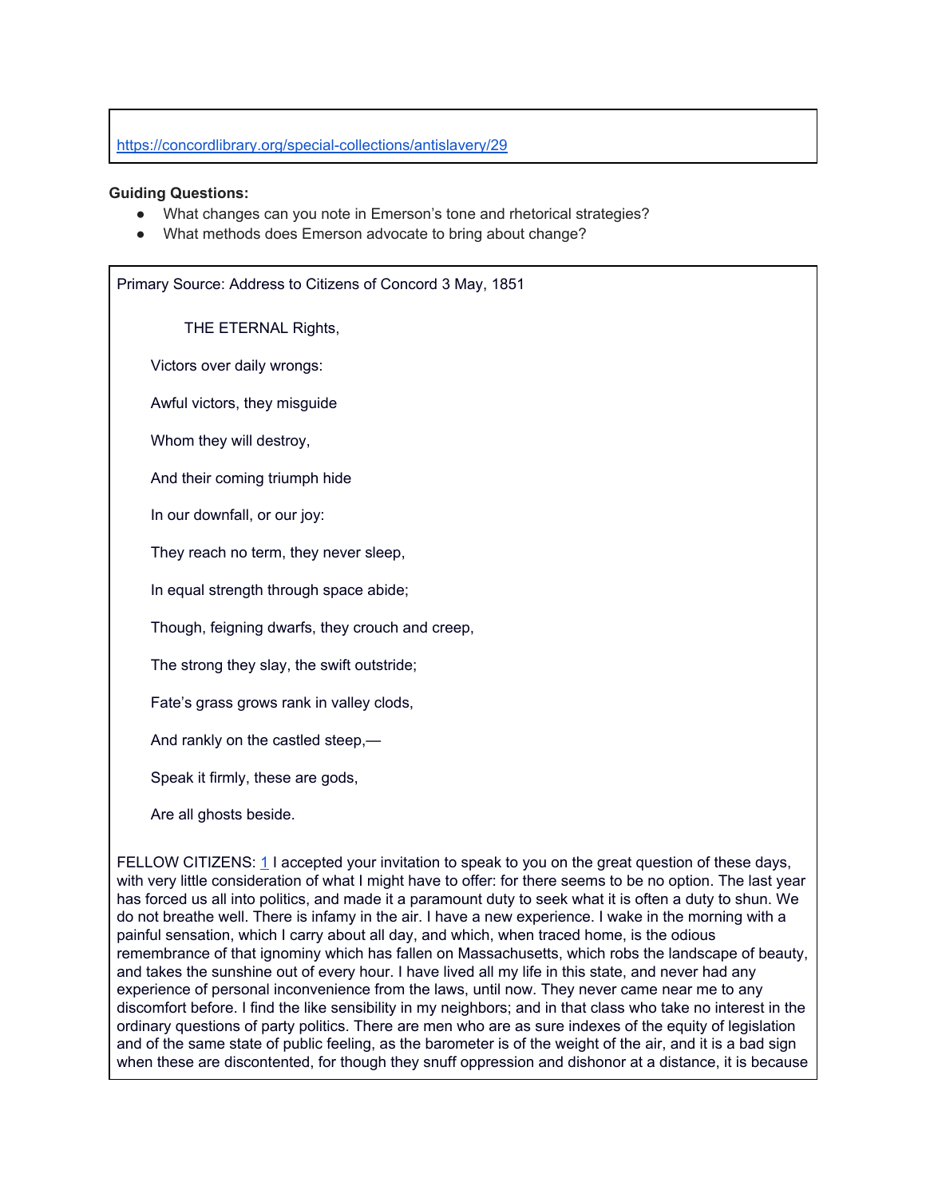https://concordlibrary.org/special-collections/antislavery/29

**Guiding Questions:**

- What changes can you note in Emerson's tone and rhetorical strategies?
- What methods does Emerson advocate to bring about change?

Primary Source: Address to Citizens of Concord 3 May, 1851

THE ETERNAL Rights,

Victors over daily wrongs:

Awful victors, they misguide

Whom they will destroy,

And their coming triumph hide

In our downfall, or our joy:

They reach no term, they never sleep,

In equal strength through space abide;

Though, feigning dwarfs, they crouch and creep,

The strong they slay, the swift outstride;

Fate's grass grows rank in valley clods,

And rankly on the castled steep,—

Speak it firmly, these are gods,

Are all ghosts beside.

FELLOW CITIZENS: [1] I accepted your invitation to speak to you on the great question of these days, with very little consideration of what I might have to offer: for there seems to be no option. The last year has forced us all into politics, and made it a paramount duty to seek what it is often a duty to shun. We do not breathe well. There is infamy in the air. I have a new experience. I wake in the morning with a painful sensation, which I carry about all day, and which, when traced home, is the odious remembrance of that ignominy which has fallen on Massachusetts, which robs the landscape of beauty, and takes the sunshine out of every hour. I have lived all my life in this state, and never had any experience of personal inconvenience from the laws, until now. They never came near me to any discomfort before. I find the like sensibility in my neighbors; and in that class who take no interest in the ordinary questions of party politics. There are men who are as sure indexes of the equity of legislation and of the same state of public feeling, as the barometer is of the weight of the air, and it is a bad sign when these are discontented, for though they snuff oppression and dishonor at a distance, it is because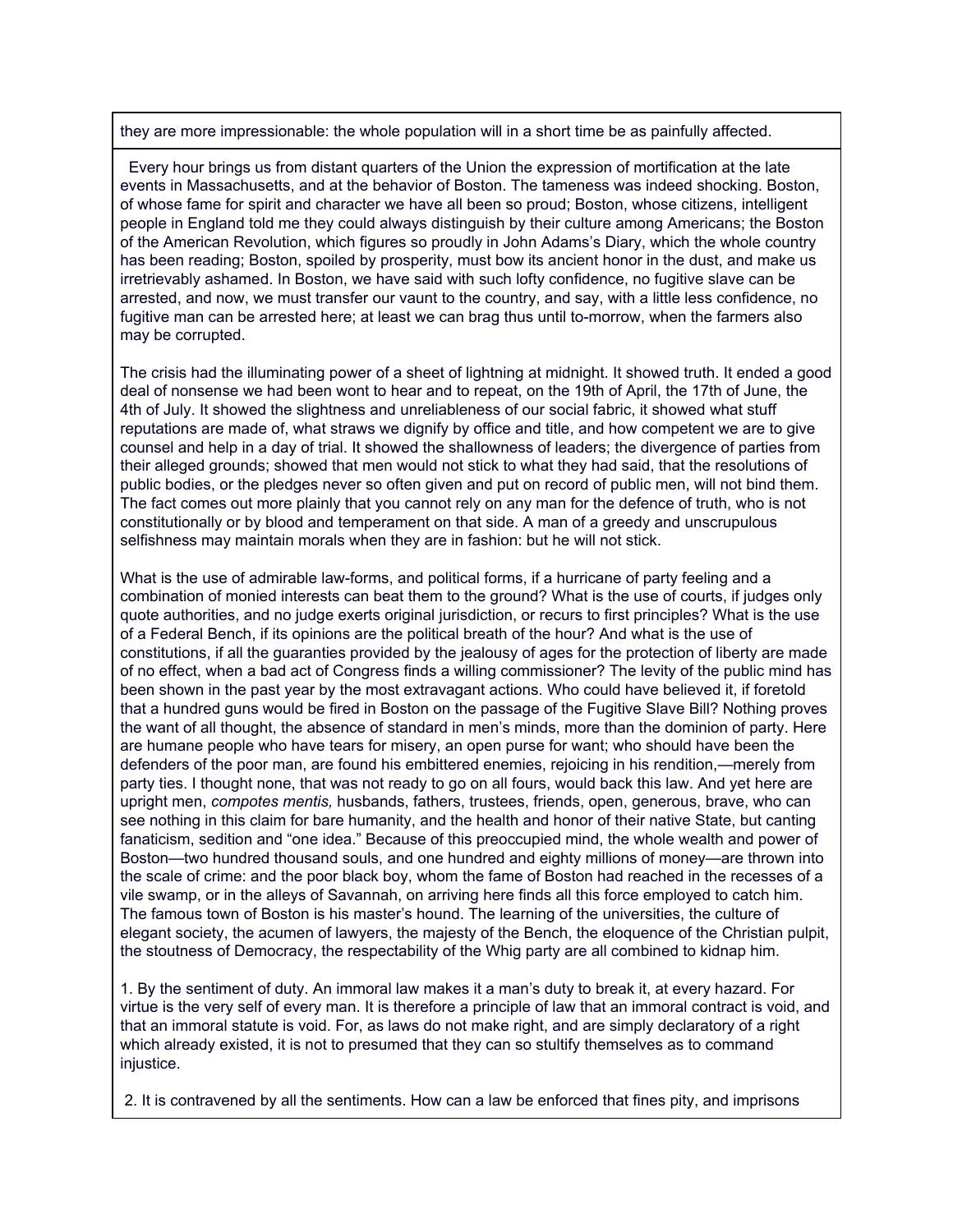they are more impressionable: the whole population will in a short time be as painfully affected.

Every hour brings us from distant quarters of the Union the expression of mortification at the late events in Massachusetts, and at the behavior of Boston. The tameness was indeed shocking. Boston, of whose fame for spirit and character we have all been so proud; Boston, whose citizens, intelligent people in England told me they could always distinguish by their culture among Americans; the Boston of the American Revolution, which figures so proudly in John Adams's Diary, which the whole country has been reading; Boston, spoiled by prosperity, must bow its ancient honor in the dust, and make us irretrievably ashamed. In Boston, we have said with such lofty confidence, no fugitive slave can be arrested, and now, we must transfer our vaunt to the country, and say, with a little less confidence, no fugitive man can be arrested here; at least we can brag thus until to-morrow, when the farmers also may be corrupted.

The crisis had the illuminating power of a sheet of lightning at midnight. It showed truth. It ended a good deal of nonsense we had been wont to hear and to repeat, on the 19th of April, the 17th of June, the 4th of July. It showed the slightness and unreliableness of our social fabric, it showed what stuff reputations are made of, what straws we dignify by office and title, and how competent we are to give counsel and help in a day of trial. It showed the shallowness of leaders; the divergence of parties from their alleged grounds; showed that men would not stick to what they had said, that the resolutions of public bodies, or the pledges never so often given and put on record of public men, will not bind them. The fact comes out more plainly that you cannot rely on any man for the defence of truth, who is not constitutionally or by blood and temperament on that side. A man of a greedy and unscrupulous selfishness may maintain morals when they are in fashion: but he will not stick.

What is the use of admirable law-forms, and political forms, if a hurricane of party feeling and a combination of monied interests can beat them to the ground? What is the use of courts, if judges only quote authorities, and no judge exerts original jurisdiction, or recurs to first principles? What is the use of a Federal Bench, if its opinions are the political breath of the hour? And what is the use of constitutions, if all the guaranties provided by the jealousy of ages for the protection of liberty are made of no effect, when a bad act of Congress finds a willing commissioner? The levity of the public mind has been shown in the past year by the most extravagant actions. Who could have believed it, if foretold that a hundred guns would be fired in Boston on the passage of the Fugitive Slave Bill? Nothing proves the want of all thought, the absence of standard in men's minds, more than the dominion of party. Here are humane people who have tears for misery, an open purse for want; who should have been the defenders of the poor man, are found his embittered enemies, rejoicing in his rendition,—merely from party ties. I thought none, that was not ready to go on all fours, would back this law. And yet here are upright men, *compotes mentis,* husbands, fathers, trustees, friends, open, generous, brave, who can see nothing in this claim for bare humanity, and the health and honor of their native State, but canting fanaticism, sedition and "one idea." Because of this preoccupied mind, the whole wealth and power of Boston—two hundred thousand souls, and one hundred and eighty millions of money—are thrown into the scale of crime: and the poor black boy, whom the fame of Boston had reached in the recesses of a vile swamp, or in the alleys of Savannah, on arriving here finds all this force employed to catch him. The famous town of Boston is his master's hound. The learning of the universities, the culture of elegant society, the acumen of lawyers, the majesty of the Bench, the eloquence of the Christian pulpit, the stoutness of Democracy, the respectability of the Whig party are all combined to kidnap him.

1. By the sentiment of duty. An immoral law makes it a man's duty to break it, at every hazard. For virtue is the very self of every man. It is therefore a principle of law that an immoral contract is void, and that an immoral statute is void. For, as laws do not make right, and are simply declaratory of a right which already existed, it is not to presumed that they can so stultify themselves as to command injustice.

2. It is contravened by all the sentiments. How can a law be enforced that fines pity, and imprisons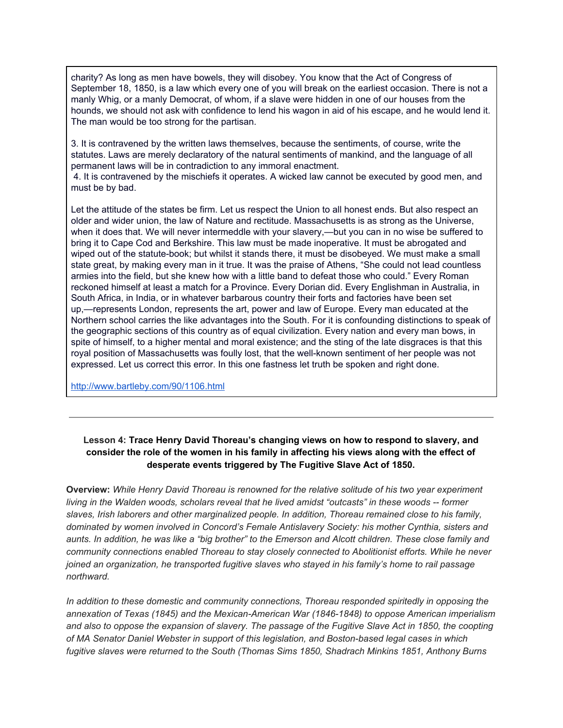charity? As long as men have bowels, they will disobey. You know that the Act of Congress of September 18, 1850, is a law which every one of you will break on the earliest occasion. There is not a manly Whig, or a manly Democrat, of whom, if a slave were hidden in one of our houses from the hounds, we should not ask with confidence to lend his wagon in aid of his escape, and he would lend it. The man would be too strong for the partisan.

3. It is contravened by the written laws themselves, because the sentiments, of course, write the statutes. Laws are merely declaratory of the natural sentiments of mankind, and the language of all permanent laws will be in contradiction to any immoral enactment.
4. It is contravened by the mischiefs it operates. A wicked law cannot be executed by good men, and must be by bad.

Let the attitude of the states be firm. Let us respect the Union to all honest ends. But also respect an older and wider union, the law of Nature and rectitude. Massachusetts is as strong as the Universe, when it does that. We will never intermeddle with your slavery,—but you can in no wise be suffered to bring it to Cape Cod and Berkshire. This law must be made inoperative. It must be abrogated and wiped out of the statute-book; but whilst it stands there, it must be disobeyed. We must make a small state great, by making every man in it true. It was the praise of Athens, “She could not lead countless armies into the field, but she knew how with a little band to defeat those who could.” Every Roman reckoned himself at least a match for a Province. Every Dorian did. Every Englishman in Australia, in South Africa, in India, or in whatever barbarous country their forts and factories have been set up,—represents London, represents the art, power and law of Europe. Every man educated at the Northern school carries the like advantages into the South. For it is confounding distinctions to speak of the geographic sections of this country as of equal civilization. Every nation and every man bows, in spite of himself, to a higher mental and moral existence; and the sting of the late disgraces is that this royal position of Massachusetts was foully lost, that the well-known sentiment of her people was not expressed. Let us correct this error. In this one fastness let truth be spoken and right done.

http://www.bartleby.com/90/1106.html

---

**Lesson 4: Trace Henry David Thoreau’s changing views on how to respond to slavery, and consider the role of the women in his family in affecting his views along with the effect of desperate events triggered by The Fugitive Slave Act of 1850.**

**Overview:** *While Henry David Thoreau is renowned for the relative solitude of his two year experiment living in the Walden woods, scholars reveal that he lived amidst “outcasts” in these woods -- former slaves, Irish laborers and other marginalized people. In addition, Thoreau remained close to his family, dominated by women involved in Concord’s Female Antislavery Society: his mother Cynthia, sisters and aunts. In addition, he was like a “big brother” to the Emerson and Alcott children. These close family and community connections enabled Thoreau to stay closely connected to Abolitionist efforts. While he never joined an organization, he transported fugitive slaves who stayed in his family’s home to rail passage northward.*

*In addition to these domestic and community connections, Thoreau responded spiritedly in opposing the annexation of Texas (1845) and the Mexican-American War (1846-1848) to oppose American imperialism and also to oppose the expansion of slavery. The passage of the Fugitive Slave Act in 1850, the coopting of MA Senator Daniel Webster in support of this legislation, and Boston-based legal cases in which fugitive slaves were returned to the South (Thomas Sims 1850, Shadrach Minkins 1851, Anthony Burns*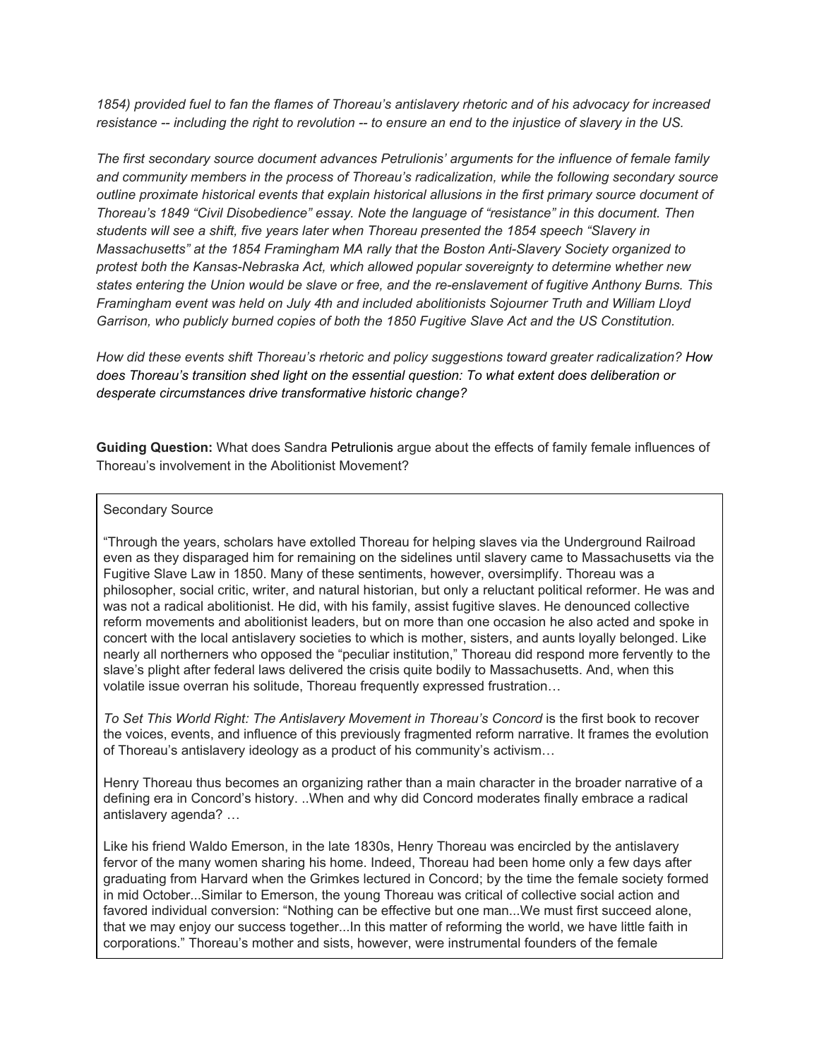*1854) provided fuel to fan the flames of Thoreau's antislavery rhetoric and of his advocacy for increased resistance -- including the right to revolution -- to ensure an end to the injustice of slavery in the US.*

*The first secondary source document advances Petrulionis' arguments for the influence of female family and community members in the process of Thoreau's radicalization, while the following secondary source outline proximate historical events that explain historical allusions in the first primary source document of Thoreau's 1849 "Civil Disobedience" essay. Note the language of "resistance" in this document. Then students will see a shift, five years later when Thoreau presented the 1854 speech "Slavery in Massachusetts" at the 1854 Framingham MA rally that the Boston Anti-Slavery Society organized to protest both the Kansas-Nebraska Act, which allowed popular sovereignty to determine whether new states entering the Union would be slave or free, and the re-enslavement of fugitive Anthony Burns. This Framingham event was held on July 4th and included abolitionists Sojourner Truth and William Lloyd Garrison, who publicly burned copies of both the 1850 Fugitive Slave Act and the US Constitution.*

*How did these events shift Thoreau's rhetoric and policy suggestions toward greater radicalization? How does Thoreau's transition shed light on the essential question: To what extent does deliberation or desperate circumstances drive transformative historic change?*

**Guiding Question:** What does Sandra Petrulionis argue about the effects of family female influences of Thoreau's involvement in the Abolitionist Movement?

Secondary Source

"Through the years, scholars have extolled Thoreau for helping slaves via the Underground Railroad even as they disparaged him for remaining on the sidelines until slavery came to Massachusetts via the Fugitive Slave Law in 1850. Many of these sentiments, however, oversimplify. Thoreau was a philosopher, social critic, writer, and natural historian, but only a reluctant political reformer. He was and was not a radical abolitionist. He did, with his family, assist fugitive slaves. He denounced collective reform movements and abolitionist leaders, but on more than one occasion he also acted and spoke in concert with the local antislavery societies to which is mother, sisters, and aunts loyally belonged. Like nearly all northerners who opposed the "peculiar institution," Thoreau did respond more fervently to the slave's plight after federal laws delivered the crisis quite bodily to Massachusetts. And, when this volatile issue overran his solitude, Thoreau frequently expressed frustration…

*To Set This World Right: The Antislavery Movement in Thoreau's Concord* is the first book to recover the voices, events, and influence of this previously fragmented reform narrative. It frames the evolution of Thoreau's antislavery ideology as a product of his community's activism…

Henry Thoreau thus becomes an organizing rather than a main character in the broader narrative of a defining era in Concord's history. ..When and why did Concord moderates finally embrace a radical antislavery agenda? …

Like his friend Waldo Emerson, in the late 1830s, Henry Thoreau was encircled by the antislavery fervor of the many women sharing his home. Indeed, Thoreau had been home only a few days after graduating from Harvard when the Grimkes lectured in Concord; by the time the female society formed in mid October...Similar to Emerson, the young Thoreau was critical of collective social action and favored individual conversion: "Nothing can be effective but one man...We must first succeed alone, that we may enjoy our success together...In this matter of reforming the world, we have little faith in corporations." Thoreau's mother and sists, however, were instrumental founders of the female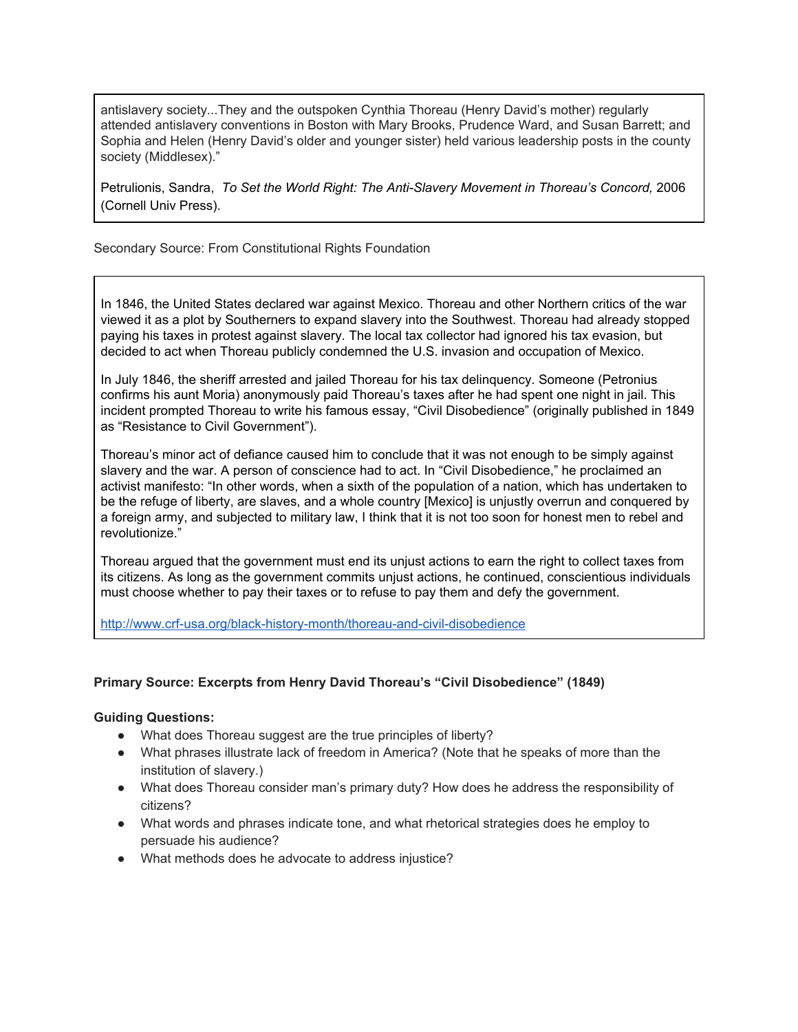antislavery society...They and the outspoken Cynthia Thoreau (Henry David's mother) regularly attended antislavery conventions in Boston with Mary Brooks, Prudence Ward, and Susan Barrett; and Sophia and Helen (Henry David's older and younger sister) held various leadership posts in the county society (Middlesex)."

Petrulionis, Sandra, *To Set the World Right: The Anti-Slavery Movement in Thoreau's Concord,* 2006 (Cornell Univ Press).

Secondary Source: From Constitutional Rights Foundation

In 1846, the United States declared war against Mexico. Thoreau and other Northern critics of the war viewed it as a plot by Southerners to expand slavery into the Southwest. Thoreau had already stopped paying his taxes in protest against slavery. The local tax collector had ignored his tax evasion, but decided to act when Thoreau publicly condemned the U.S. invasion and occupation of Mexico.

In July 1846, the sheriff arrested and jailed Thoreau for his tax delinquency. Someone (Petronius confirms his aunt Moria) anonymously paid Thoreau's taxes after he had spent one night in jail. This incident prompted Thoreau to write his famous essay, "Civil Disobedience" (originally published in 1849 as "Resistance to Civil Government").

Thoreau's minor act of defiance caused him to conclude that it was not enough to be simply against slavery and the war. A person of conscience had to act. In "Civil Disobedience," he proclaimed an activist manifesto: "In other words, when a sixth of the population of a nation, which has undertaken to be the refuge of liberty, are slaves, and a whole country [Mexico] is unjustly overrun and conquered by a foreign army, and subjected to military law, I think that it is not too soon for honest men to rebel and revolutionize."

Thoreau argued that the government must end its unjust actions to earn the right to collect taxes from its citizens. As long as the government commits unjust actions, he continued, conscientious individuals must choose whether to pay their taxes or to refuse to pay them and defy the government.

http://www.crf-usa.org/black-history-month/thoreau-and-civil-disobedience

**Primary Source: Excerpts from Henry David Thoreau's "Civil Disobedience" (1849)**

**Guiding Questions:**

- What does Thoreau suggest are the true principles of liberty?
- What phrases illustrate lack of freedom in America? (Note that he speaks of more than the institution of slavery.)
- What does Thoreau consider man's primary duty? How does he address the responsibility of citizens?
- What words and phrases indicate tone, and what rhetorical strategies does he employ to persuade his audience?
- What methods does he advocate to address injustice?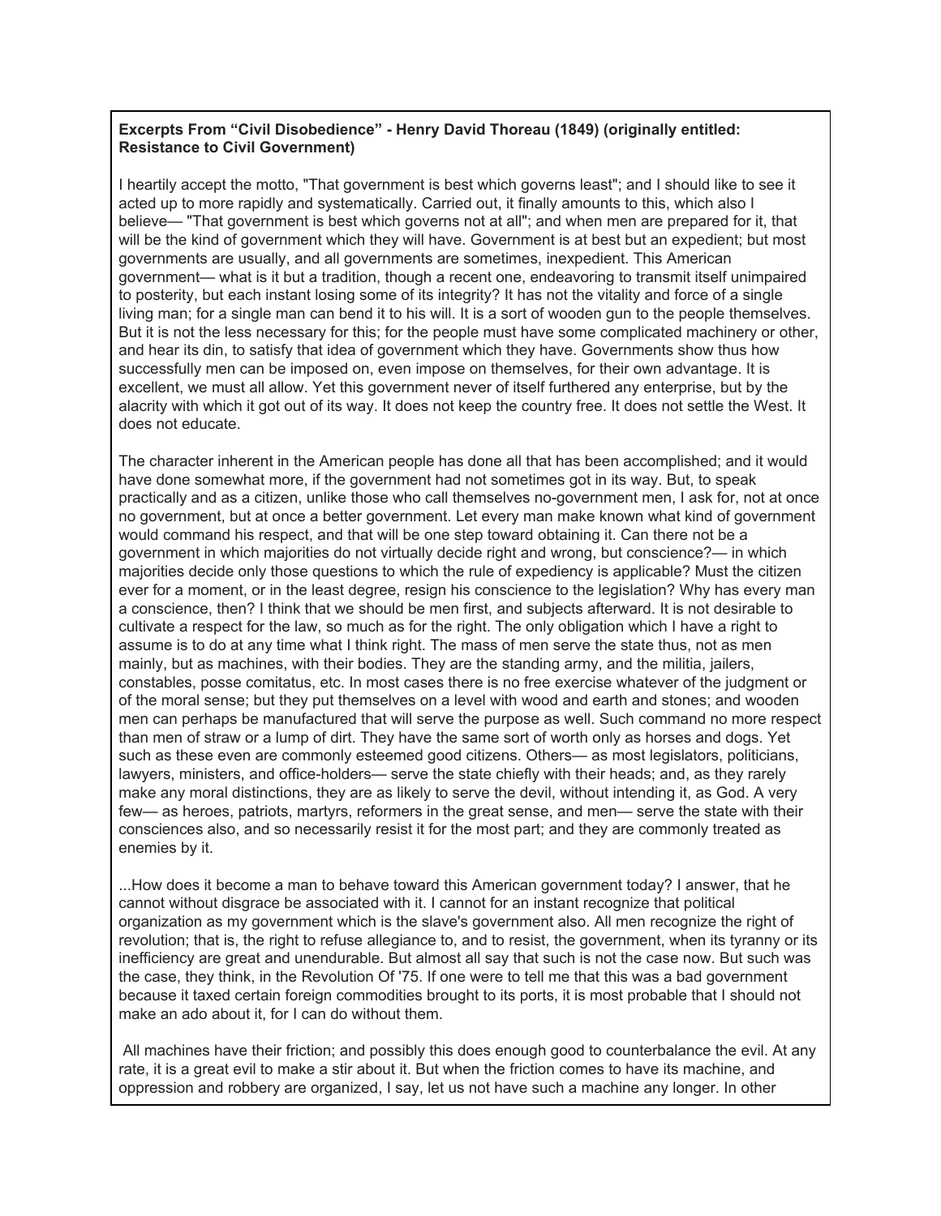**Excerpts From "Civil Disobedience" - Henry David Thoreau (1849) (originally entitled: Resistance to Civil Government)**

I heartily accept the motto, "That government is best which governs least"; and I should like to see it acted up to more rapidly and systematically. Carried out, it finally amounts to this, which also I believe— "That government is best which governs not at all"; and when men are prepared for it, that will be the kind of government which they will have. Government is at best but an expedient; but most governments are usually, and all governments are sometimes, inexpedient. This American government— what is it but a tradition, though a recent one, endeavoring to transmit itself unimpaired to posterity, but each instant losing some of its integrity? It has not the vitality and force of a single living man; for a single man can bend it to his will. It is a sort of wooden gun to the people themselves. But it is not the less necessary for this; for the people must have some complicated machinery or other, and hear its din, to satisfy that idea of government which they have. Governments show thus how successfully men can be imposed on, even impose on themselves, for their own advantage. It is excellent, we must all allow. Yet this government never of itself furthered any enterprise, but by the alacrity with which it got out of its way. It does not keep the country free. It does not settle the West. It does not educate.

The character inherent in the American people has done all that has been accomplished; and it would have done somewhat more, if the government had not sometimes got in its way. But, to speak practically and as a citizen, unlike those who call themselves no-government men, I ask for, not at once no government, but at once a better government. Let every man make known what kind of government would command his respect, and that will be one step toward obtaining it. Can there not be a government in which majorities do not virtually decide right and wrong, but conscience?— in which majorities decide only those questions to which the rule of expediency is applicable? Must the citizen ever for a moment, or in the least degree, resign his conscience to the legislation? Why has every man a conscience, then? I think that we should be men first, and subjects afterward. It is not desirable to cultivate a respect for the law, so much as for the right. The only obligation which I have a right to assume is to do at any time what I think right. The mass of men serve the state thus, not as men mainly, but as machines, with their bodies. They are the standing army, and the militia, jailers, constables, posse comitatus, etc. In most cases there is no free exercise whatever of the judgment or of the moral sense; but they put themselves on a level with wood and earth and stones; and wooden men can perhaps be manufactured that will serve the purpose as well. Such command no more respect than men of straw or a lump of dirt. They have the same sort of worth only as horses and dogs. Yet such as these even are commonly esteemed good citizens. Others— as most legislators, politicians, lawyers, ministers, and office-holders— serve the state chiefly with their heads; and, as they rarely make any moral distinctions, they are as likely to serve the devil, without intending it, as God. A very few— as heroes, patriots, martyrs, reformers in the great sense, and men— serve the state with their consciences also, and so necessarily resist it for the most part; and they are commonly treated as enemies by it.

...How does it become a man to behave toward this American government today? I answer, that he cannot without disgrace be associated with it. I cannot for an instant recognize that political organization as my government which is the slave's government also. All men recognize the right of revolution; that is, the right to refuse allegiance to, and to resist, the government, when its tyranny or its inefficiency are great and unendurable. But almost all say that such is not the case now. But such was the case, they think, in the Revolution Of '75. If one were to tell me that this was a bad government because it taxed certain foreign commodities brought to its ports, it is most probable that I should not make an ado about it, for I can do without them.

All machines have their friction; and possibly this does enough good to counterbalance the evil. At any rate, it is a great evil to make a stir about it. But when the friction comes to have its machine, and oppression and robbery are organized, I say, let us not have such a machine any longer. In other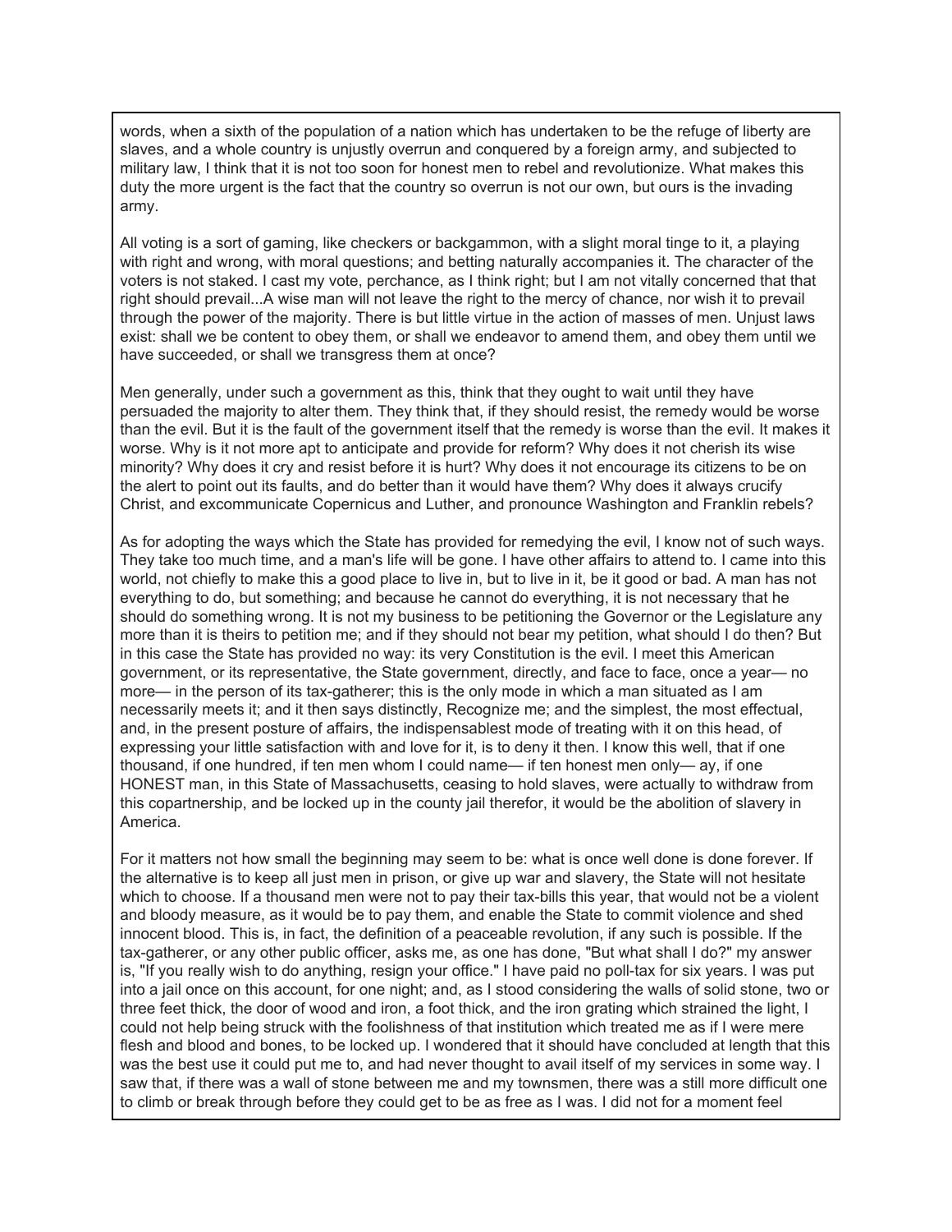words, when a sixth of the population of a nation which has undertaken to be the refuge of liberty are slaves, and a whole country is unjustly overrun and conquered by a foreign army, and subjected to military law, I think that it is not too soon for honest men to rebel and revolutionize. What makes this duty the more urgent is the fact that the country so overrun is not our own, but ours is the invading army.

All voting is a sort of gaming, like checkers or backgammon, with a slight moral tinge to it, a playing with right and wrong, with moral questions; and betting naturally accompanies it. The character of the voters is not staked. I cast my vote, perchance, as I think right; but I am not vitally concerned that that right should prevail...A wise man will not leave the right to the mercy of chance, nor wish it to prevail through the power of the majority. There is but little virtue in the action of masses of men. Unjust laws exist: shall we be content to obey them, or shall we endeavor to amend them, and obey them until we have succeeded, or shall we transgress them at once?

Men generally, under such a government as this, think that they ought to wait until they have persuaded the majority to alter them. They think that, if they should resist, the remedy would be worse than the evil. But it is the fault of the government itself that the remedy is worse than the evil. It makes it worse. Why is it not more apt to anticipate and provide for reform? Why does it not cherish its wise minority? Why does it cry and resist before it is hurt? Why does it not encourage its citizens to be on the alert to point out its faults, and do better than it would have them? Why does it always crucify Christ, and excommunicate Copernicus and Luther, and pronounce Washington and Franklin rebels?

As for adopting the ways which the State has provided for remedying the evil, I know not of such ways. They take too much time, and a man's life will be gone. I have other affairs to attend to. I came into this world, not chiefly to make this a good place to live in, but to live in it, be it good or bad. A man has not everything to do, but something; and because he cannot do everything, it is not necessary that he should do something wrong. It is not my business to be petitioning the Governor or the Legislature any more than it is theirs to petition me; and if they should not bear my petition, what should I do then? But in this case the State has provided no way: its very Constitution is the evil. I meet this American government, or its representative, the State government, directly, and face to face, once a year— no more— in the person of its tax-gatherer; this is the only mode in which a man situated as I am necessarily meets it; and it then says distinctly, Recognize me; and the simplest, the most effectual, and, in the present posture of affairs, the indispensablest mode of treating with it on this head, of expressing your little satisfaction with and love for it, is to deny it then. I know this well, that if one thousand, if one hundred, if ten men whom I could name— if ten honest men only— ay, if one HONEST man, in this State of Massachusetts, ceasing to hold slaves, were actually to withdraw from this copartnership, and be locked up in the county jail therefor, it would be the abolition of slavery in America.

For it matters not how small the beginning may seem to be: what is once well done is done forever. If the alternative is to keep all just men in prison, or give up war and slavery, the State will not hesitate which to choose. If a thousand men were not to pay their tax-bills this year, that would not be a violent and bloody measure, as it would be to pay them, and enable the State to commit violence and shed innocent blood. This is, in fact, the definition of a peaceable revolution, if any such is possible. If the tax-gatherer, or any other public officer, asks me, as one has done, "But what shall I do?" my answer is, "If you really wish to do anything, resign your office." I have paid no poll-tax for six years. I was put into a jail once on this account, for one night; and, as I stood considering the walls of solid stone, two or three feet thick, the door of wood and iron, a foot thick, and the iron grating which strained the light, I could not help being struck with the foolishness of that institution which treated me as if I were mere flesh and blood and bones, to be locked up. I wondered that it should have concluded at length that this was the best use it could put me to, and had never thought to avail itself of my services in some way. I saw that, if there was a wall of stone between me and my townsmen, there was a still more difficult one to climb or break through before they could get to be as free as I was. I did not for a moment feel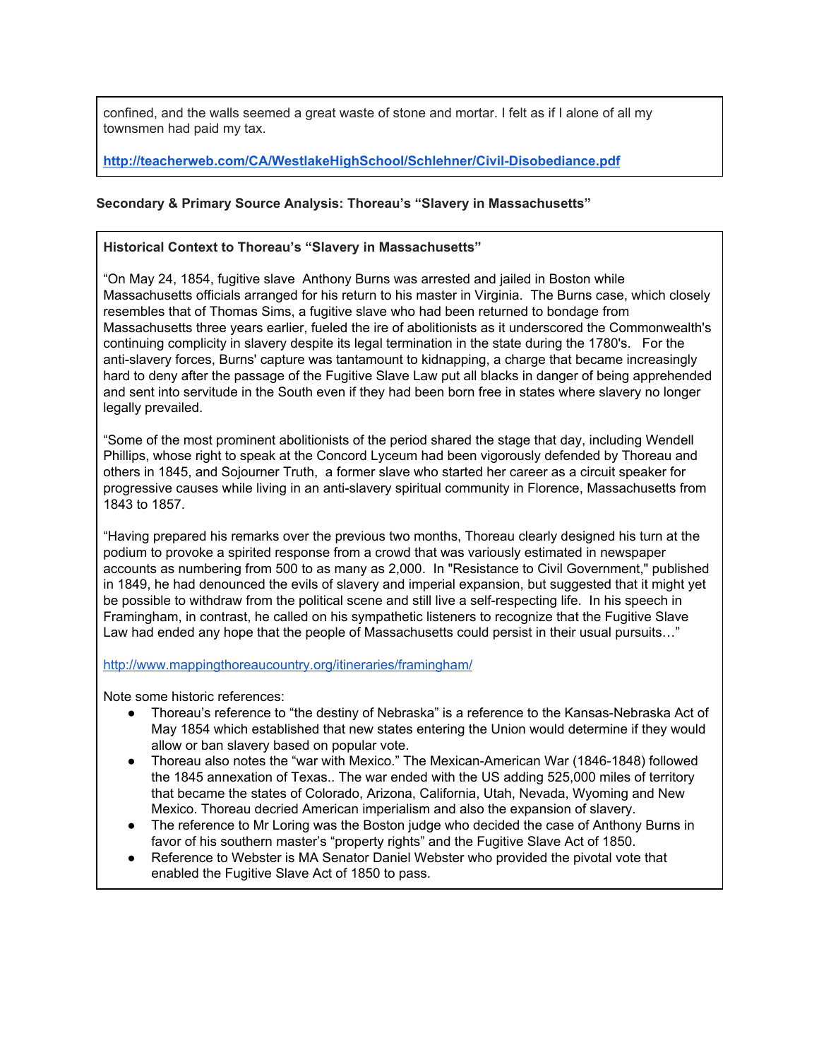confined, and the walls seemed a great waste of stone and mortar. I felt as if I alone of all my townsmen had paid my tax.

**http://teacherweb.com/CA/WestlakeHighSchool/Schlehner/Civil-Disobediance.pdf**

**Secondary & Primary Source Analysis: Thoreau's "Slavery in Massachusetts"**

**Historical Context to Thoreau's "Slavery in Massachusetts"**

"On May 24, 1854, fugitive slave Anthony Burns was arrested and jailed in Boston while Massachusetts officials arranged for his return to his master in Virginia. The Burns case, which closely resembles that of Thomas Sims, a fugitive slave who had been returned to bondage from Massachusetts three years earlier, fueled the ire of abolitionists as it underscored the Commonwealth's continuing complicity in slavery despite its legal termination in the state during the 1780's. For the anti-slavery forces, Burns' capture was tantamount to kidnapping, a charge that became increasingly hard to deny after the passage of the Fugitive Slave Law put all blacks in danger of being apprehended and sent into servitude in the South even if they had been born free in states where slavery no longer legally prevailed.

"Some of the most prominent abolitionists of the period shared the stage that day, including Wendell Phillips, whose right to speak at the Concord Lyceum had been vigorously defended by Thoreau and others in 1845, and Sojourner Truth, a former slave who started her career as a circuit speaker for progressive causes while living in an anti-slavery spiritual community in Florence, Massachusetts from 1843 to 1857.

"Having prepared his remarks over the previous two months, Thoreau clearly designed his turn at the podium to provoke a spirited response from a crowd that was variously estimated in newspaper accounts as numbering from 500 to as many as 2,000. In "Resistance to Civil Government," published in 1849, he had denounced the evils of slavery and imperial expansion, but suggested that it might yet be possible to withdraw from the political scene and still live a self-respecting life. In his speech in Framingham, in contrast, he called on his sympathetic listeners to recognize that the Fugitive Slave Law had ended any hope that the people of Massachusetts could persist in their usual pursuits…"

http://www.mappingthoreaucountry.org/itineraries/framingham/

Note some historic references:

- Thoreau's reference to "the destiny of Nebraska" is a reference to the Kansas-Nebraska Act of May 1854 which established that new states entering the Union would determine if they would allow or ban slavery based on popular vote.
- Thoreau also notes the "war with Mexico." The Mexican-American War (1846-1848) followed the 1845 annexation of Texas.. The war ended with the US adding 525,000 miles of territory that became the states of Colorado, Arizona, California, Utah, Nevada, Wyoming and New Mexico. Thoreau decried American imperialism and also the expansion of slavery.
- The reference to Mr Loring was the Boston judge who decided the case of Anthony Burns in favor of his southern master's "property rights" and the Fugitive Slave Act of 1850.
- Reference to Webster is MA Senator Daniel Webster who provided the pivotal vote that enabled the Fugitive Slave Act of 1850 to pass.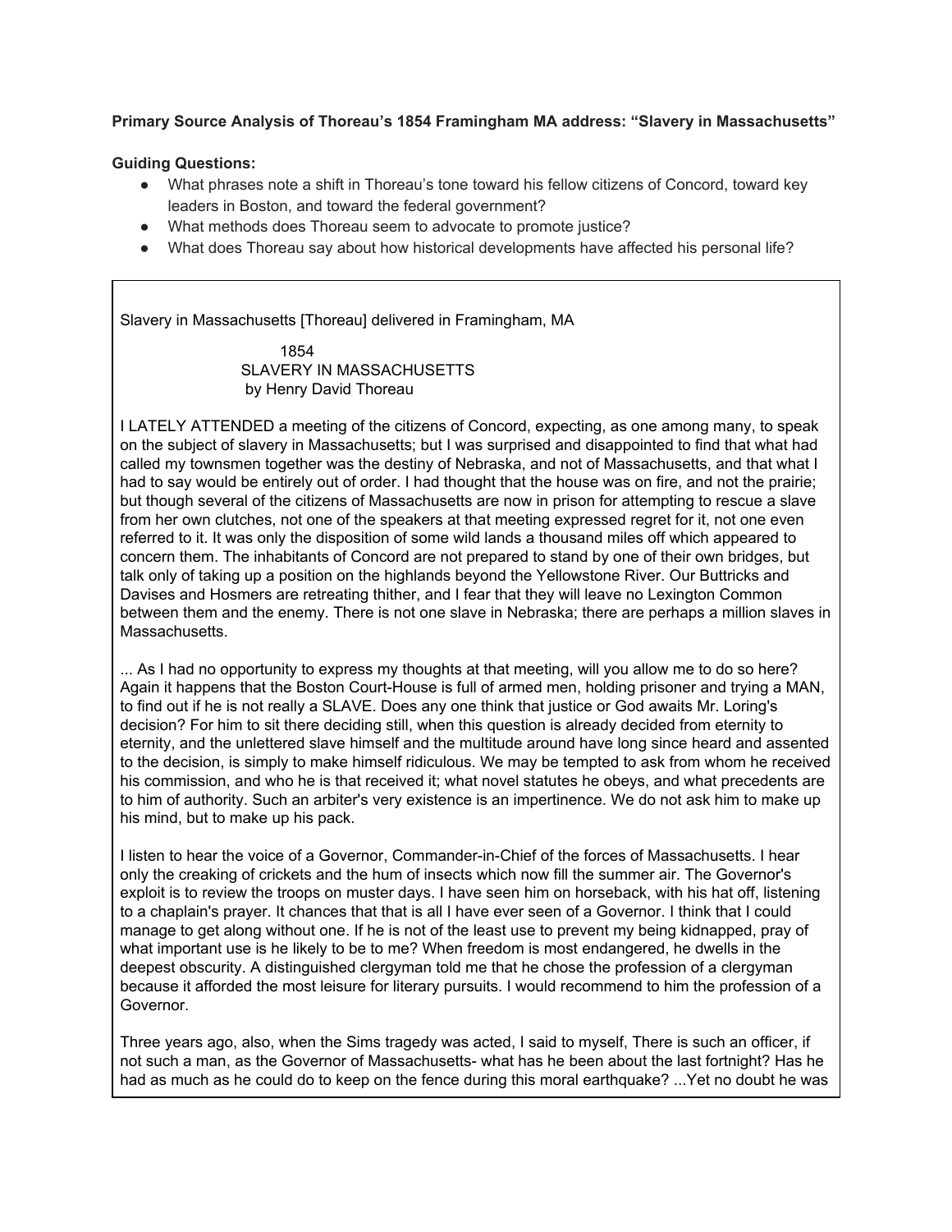**Primary Source Analysis of Thoreau's 1854 Framingham MA address: "Slavery in Massachusetts"**

**Guiding Questions:**

- What phrases note a shift in Thoreau's tone toward his fellow citizens of Concord, toward key leaders in Boston, and toward the federal government?
- What methods does Thoreau seem to advocate to promote justice?
- What does Thoreau say about how historical developments have affected his personal life?

Slavery in Massachusetts [Thoreau] delivered in Framingham, MA

1854
SLAVERY IN MASSACHUSETTS
by Henry David Thoreau

I LATELY ATTENDED a meeting of the citizens of Concord, expecting, as one among many, to speak on the subject of slavery in Massachusetts; but I was surprised and disappointed to find that what had called my townsmen together was the destiny of Nebraska, and not of Massachusetts, and that what I had to say would be entirely out of order. I had thought that the house was on fire, and not the prairie; but though several of the citizens of Massachusetts are now in prison for attempting to rescue a slave from her own clutches, not one of the speakers at that meeting expressed regret for it, not one even referred to it. It was only the disposition of some wild lands a thousand miles off which appeared to concern them. The inhabitants of Concord are not prepared to stand by one of their own bridges, but talk only of taking up a position on the highlands beyond the Yellowstone River. Our Buttricks and Davises and Hosmers are retreating thither, and I fear that they will leave no Lexington Common between them and the enemy. There is not one slave in Nebraska; there are perhaps a million slaves in Massachusetts.

... As I had no opportunity to express my thoughts at that meeting, will you allow me to do so here? Again it happens that the Boston Court-House is full of armed men, holding prisoner and trying a MAN, to find out if he is not really a SLAVE. Does any one think that justice or God awaits Mr. Loring's decision? For him to sit there deciding still, when this question is already decided from eternity to eternity, and the unlettered slave himself and the multitude around have long since heard and assented to the decision, is simply to make himself ridiculous. We may be tempted to ask from whom he received his commission, and who he is that received it; what novel statutes he obeys, and what precedents are to him of authority. Such an arbiter's very existence is an impertinence. We do not ask him to make up his mind, but to make up his pack.

I listen to hear the voice of a Governor, Commander-in-Chief of the forces of Massachusetts. I hear only the creaking of crickets and the hum of insects which now fill the summer air. The Governor's exploit is to review the troops on muster days. I have seen him on horseback, with his hat off, listening to a chaplain's prayer. It chances that that is all I have ever seen of a Governor. I think that I could manage to get along without one. If he is not of the least use to prevent my being kidnapped, pray of what important use is he likely to be to me? When freedom is most endangered, he dwells in the deepest obscurity. A distinguished clergyman told me that he chose the profession of a clergyman because it afforded the most leisure for literary pursuits. I would recommend to him the profession of a Governor.

Three years ago, also, when the Sims tragedy was acted, I said to myself, There is such an officer, if not such a man, as the Governor of Massachusetts- what has he been about the last fortnight? Has he had as much as he could do to keep on the fence during this moral earthquake? ...Yet no doubt he was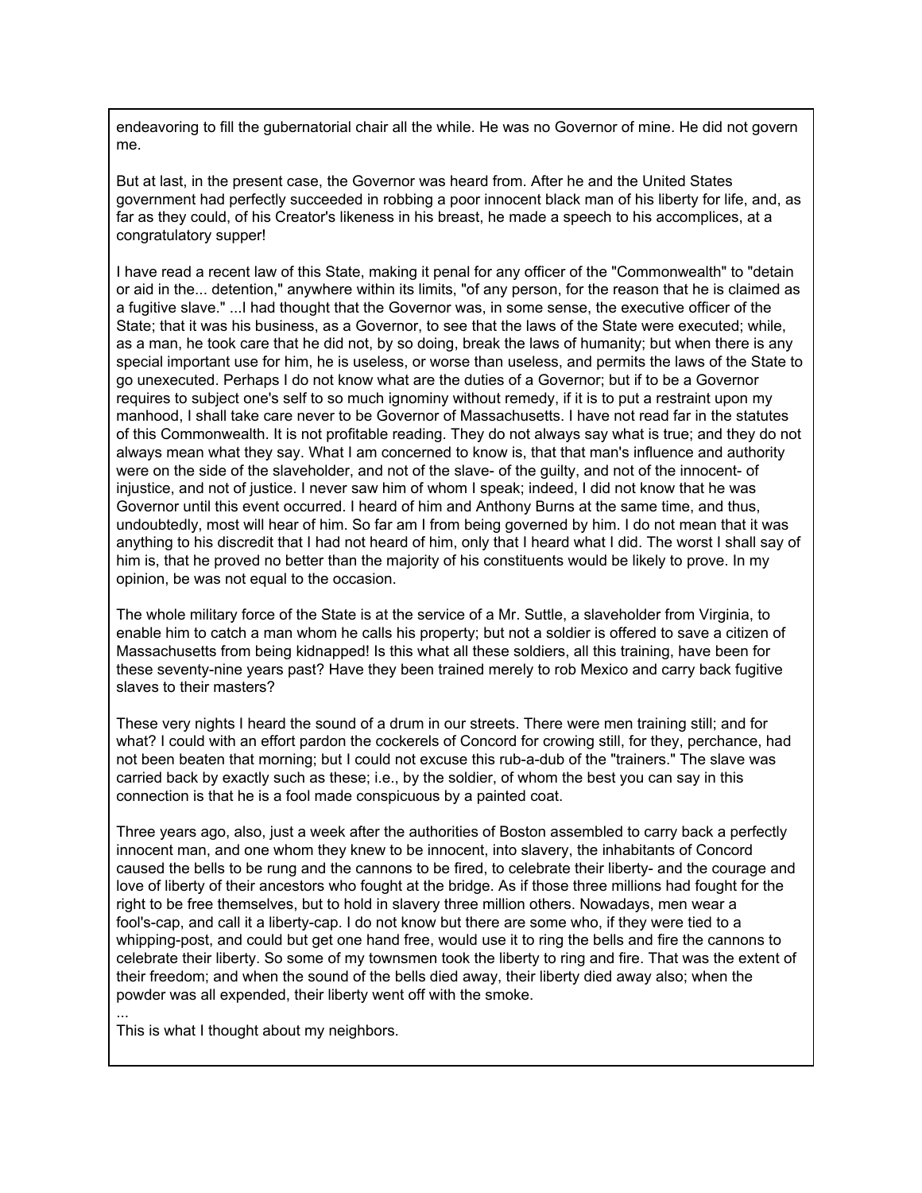endeavoring to fill the gubernatorial chair all the while. He was no Governor of mine. He did not govern me.

But at last, in the present case, the Governor was heard from. After he and the United States government had perfectly succeeded in robbing a poor innocent black man of his liberty for life, and, as far as they could, of his Creator's likeness in his breast, he made a speech to his accomplices, at a congratulatory supper!

I have read a recent law of this State, making it penal for any officer of the "Commonwealth" to "detain or aid in the... detention," anywhere within its limits, "of any person, for the reason that he is claimed as a fugitive slave." ...I had thought that the Governor was, in some sense, the executive officer of the State; that it was his business, as a Governor, to see that the laws of the State were executed; while, as a man, he took care that he did not, by so doing, break the laws of humanity; but when there is any special important use for him, he is useless, or worse than useless, and permits the laws of the State to go unexecuted. Perhaps I do not know what are the duties of a Governor; but if to be a Governor requires to subject one's self to so much ignominy without remedy, if it is to put a restraint upon my manhood, I shall take care never to be Governor of Massachusetts. I have not read far in the statutes of this Commonwealth. It is not profitable reading. They do not always say what is true; and they do not always mean what they say. What I am concerned to know is, that that man's influence and authority were on the side of the slaveholder, and not of the slave- of the guilty, and not of the innocent- of injustice, and not of justice. I never saw him of whom I speak; indeed, I did not know that he was Governor until this event occurred. I heard of him and Anthony Burns at the same time, and thus, undoubtedly, most will hear of him. So far am I from being governed by him. I do not mean that it was anything to his discredit that I had not heard of him, only that I heard what I did. The worst I shall say of him is, that he proved no better than the majority of his constituents would be likely to prove. In my opinion, be was not equal to the occasion.

The whole military force of the State is at the service of a Mr. Suttle, a slaveholder from Virginia, to enable him to catch a man whom he calls his property; but not a soldier is offered to save a citizen of Massachusetts from being kidnapped! Is this what all these soldiers, all this training, have been for these seventy-nine years past? Have they been trained merely to rob Mexico and carry back fugitive slaves to their masters?

These very nights I heard the sound of a drum in our streets. There were men training still; and for what? I could with an effort pardon the cockerels of Concord for crowing still, for they, perchance, had not been beaten that morning; but I could not excuse this rub-a-dub of the "trainers." The slave was carried back by exactly such as these; i.e., by the soldier, of whom the best you can say in this connection is that he is a fool made conspicuous by a painted coat.

Three years ago, also, just a week after the authorities of Boston assembled to carry back a perfectly innocent man, and one whom they knew to be innocent, into slavery, the inhabitants of Concord caused the bells to be rung and the cannons to be fired, to celebrate their liberty- and the courage and love of liberty of their ancestors who fought at the bridge. As if those three millions had fought for the right to be free themselves, but to hold in slavery three million others. Nowadays, men wear a fool's-cap, and call it a liberty-cap. I do not know but there are some who, if they were tied to a whipping-post, and could but get one hand free, would use it to ring the bells and fire the cannons to celebrate their liberty. So some of my townsmen took the liberty to ring and fire. That was the extent of their freedom; and when the sound of the bells died away, their liberty died away also; when the powder was all expended, their liberty went off with the smoke.

...

This is what I thought about my neighbors.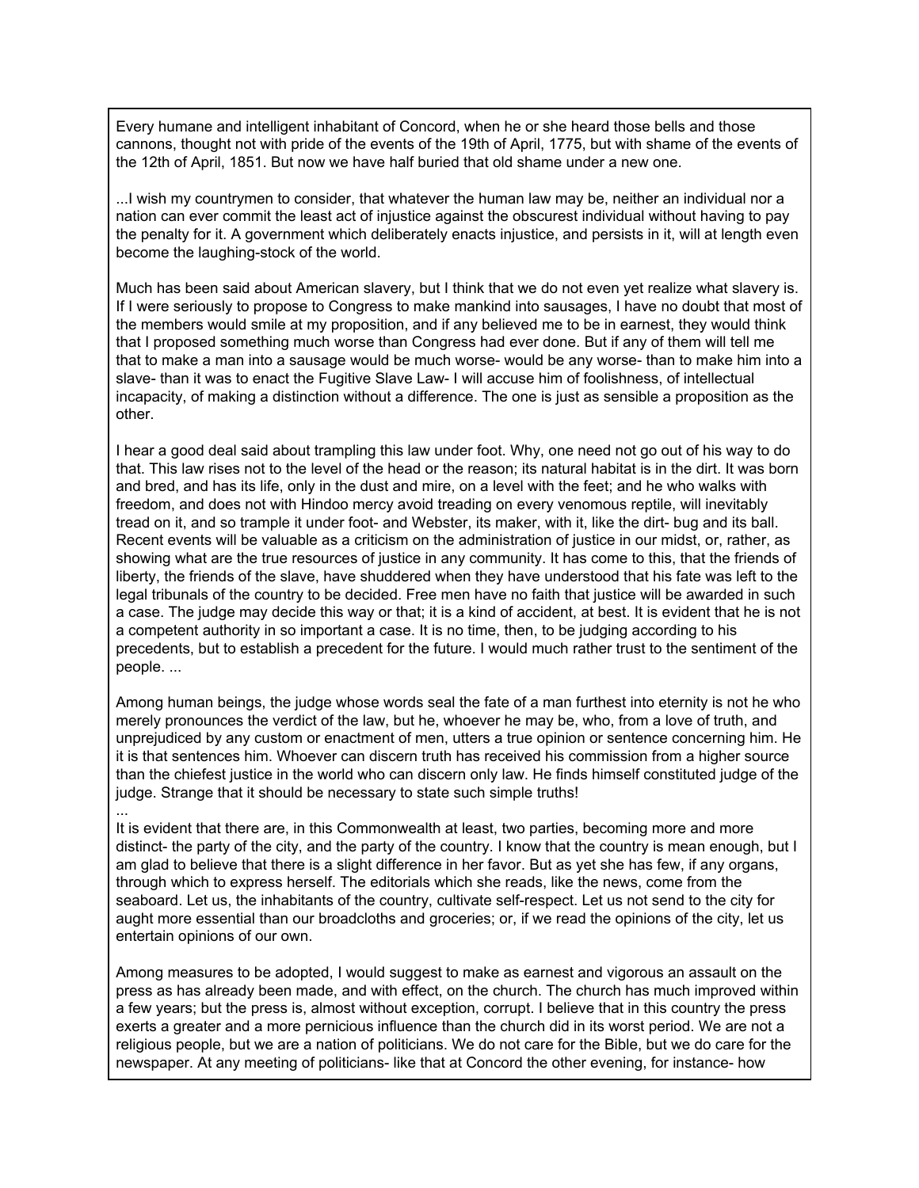Every humane and intelligent inhabitant of Concord, when he or she heard those bells and those cannons, thought not with pride of the events of the 19th of April, 1775, but with shame of the events of the 12th of April, 1851. But now we have half buried that old shame under a new one.

...I wish my countrymen to consider, that whatever the human law may be, neither an individual nor a nation can ever commit the least act of injustice against the obscurest individual without having to pay the penalty for it. A government which deliberately enacts injustice, and persists in it, will at length even become the laughing-stock of the world.

Much has been said about American slavery, but I think that we do not even yet realize what slavery is. If I were seriously to propose to Congress to make mankind into sausages, I have no doubt that most of the members would smile at my proposition, and if any believed me to be in earnest, they would think that I proposed something much worse than Congress had ever done. But if any of them will tell me that to make a man into a sausage would be much worse- would be any worse- than to make him into a slave- than it was to enact the Fugitive Slave Law- I will accuse him of foolishness, of intellectual incapacity, of making a distinction without a difference. The one is just as sensible a proposition as the other.

I hear a good deal said about trampling this law under foot. Why, one need not go out of his way to do that. This law rises not to the level of the head or the reason; its natural habitat is in the dirt. It was born and bred, and has its life, only in the dust and mire, on a level with the feet; and he who walks with freedom, and does not with Hindoo mercy avoid treading on every venomous reptile, will inevitably tread on it, and so trample it under foot- and Webster, its maker, with it, like the dirt- bug and its ball. Recent events will be valuable as a criticism on the administration of justice in our midst, or, rather, as showing what are the true resources of justice in any community. It has come to this, that the friends of liberty, the friends of the slave, have shuddered when they have understood that his fate was left to the legal tribunals of the country to be decided. Free men have no faith that justice will be awarded in such a case. The judge may decide this way or that; it is a kind of accident, at best. It is evident that he is not a competent authority in so important a case. It is no time, then, to be judging according to his precedents, but to establish a precedent for the future. I would much rather trust to the sentiment of the people. ...

Among human beings, the judge whose words seal the fate of a man furthest into eternity is not he who merely pronounces the verdict of the law, but he, whoever he may be, who, from a love of truth, and unprejudiced by any custom or enactment of men, utters a true opinion or sentence concerning him. He it is that sentences him. Whoever can discern truth has received his commission from a higher source than the chiefest justice in the world who can discern only law. He finds himself constituted judge of the judge. Strange that it should be necessary to state such simple truths!

...

It is evident that there are, in this Commonwealth at least, two parties, becoming more and more distinct- the party of the city, and the party of the country. I know that the country is mean enough, but I am glad to believe that there is a slight difference in her favor. But as yet she has few, if any organs, through which to express herself. The editorials which she reads, like the news, come from the seaboard. Let us, the inhabitants of the country, cultivate self-respect. Let us not send to the city for aught more essential than our broadcloths and groceries; or, if we read the opinions of the city, let us entertain opinions of our own.

Among measures to be adopted, I would suggest to make as earnest and vigorous an assault on the press as has already been made, and with effect, on the church. The church has much improved within a few years; but the press is, almost without exception, corrupt. I believe that in this country the press exerts a greater and a more pernicious influence than the church did in its worst period. We are not a religious people, but we are a nation of politicians. We do not care for the Bible, but we do care for the newspaper. At any meeting of politicians- like that at Concord the other evening, for instance- how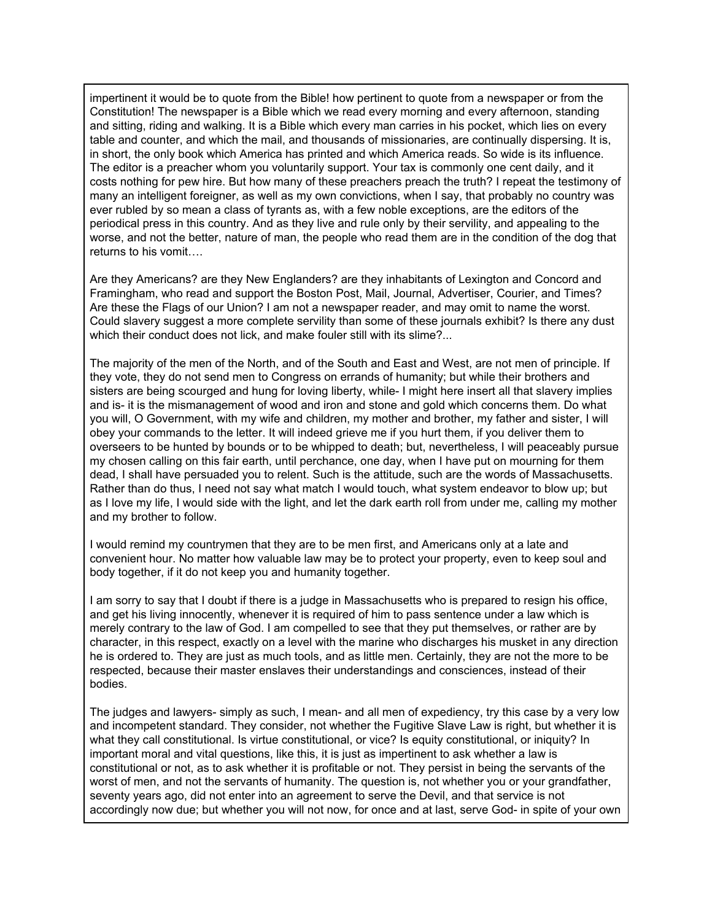impertinent it would be to quote from the Bible! how pertinent to quote from a newspaper or from the Constitution! The newspaper is a Bible which we read every morning and every afternoon, standing and sitting, riding and walking. It is a Bible which every man carries in his pocket, which lies on every table and counter, and which the mail, and thousands of missionaries, are continually dispersing. It is, in short, the only book which America has printed and which America reads. So wide is its influence. The editor is a preacher whom you voluntarily support. Your tax is commonly one cent daily, and it costs nothing for pew hire. But how many of these preachers preach the truth? I repeat the testimony of many an intelligent foreigner, as well as my own convictions, when I say, that probably no country was ever rubled by so mean a class of tyrants as, with a few noble exceptions, are the editors of the periodical press in this country. And as they live and rule only by their servility, and appealing to the worse, and not the better, nature of man, the people who read them are in the condition of the dog that returns to his vomit….

Are they Americans? are they New Englanders? are they inhabitants of Lexington and Concord and Framingham, who read and support the Boston Post, Mail, Journal, Advertiser, Courier, and Times? Are these the Flags of our Union? I am not a newspaper reader, and may omit to name the worst. Could slavery suggest a more complete servility than some of these journals exhibit? Is there any dust which their conduct does not lick, and make fouler still with its slime?...

The majority of the men of the North, and of the South and East and West, are not men of principle. If they vote, they do not send men to Congress on errands of humanity; but while their brothers and sisters are being scourged and hung for loving liberty, while- I might here insert all that slavery implies and is- it is the mismanagement of wood and iron and stone and gold which concerns them. Do what you will, O Government, with my wife and children, my mother and brother, my father and sister, I will obey your commands to the letter. It will indeed grieve me if you hurt them, if you deliver them to overseers to be hunted by bounds or to be whipped to death; but, nevertheless, I will peaceably pursue my chosen calling on this fair earth, until perchance, one day, when I have put on mourning for them dead, I shall have persuaded you to relent. Such is the attitude, such are the words of Massachusetts. Rather than do thus, I need not say what match I would touch, what system endeavor to blow up; but as I love my life, I would side with the light, and let the dark earth roll from under me, calling my mother and my brother to follow.

I would remind my countrymen that they are to be men first, and Americans only at a late and convenient hour. No matter how valuable law may be to protect your property, even to keep soul and body together, if it do not keep you and humanity together.

I am sorry to say that I doubt if there is a judge in Massachusetts who is prepared to resign his office, and get his living innocently, whenever it is required of him to pass sentence under a law which is merely contrary to the law of God. I am compelled to see that they put themselves, or rather are by character, in this respect, exactly on a level with the marine who discharges his musket in any direction he is ordered to. They are just as much tools, and as little men. Certainly, they are not the more to be respected, because their master enslaves their understandings and consciences, instead of their bodies.

The judges and lawyers- simply as such, I mean- and all men of expediency, try this case by a very low and incompetent standard. They consider, not whether the Fugitive Slave Law is right, but whether it is what they call constitutional. Is virtue constitutional, or vice? Is equity constitutional, or iniquity? In important moral and vital questions, like this, it is just as impertinent to ask whether a law is constitutional or not, as to ask whether it is profitable or not. They persist in being the servants of the worst of men, and not the servants of humanity. The question is, not whether you or your grandfather, seventy years ago, did not enter into an agreement to serve the Devil, and that service is not accordingly now due; but whether you will not now, for once and at last, serve God- in spite of your own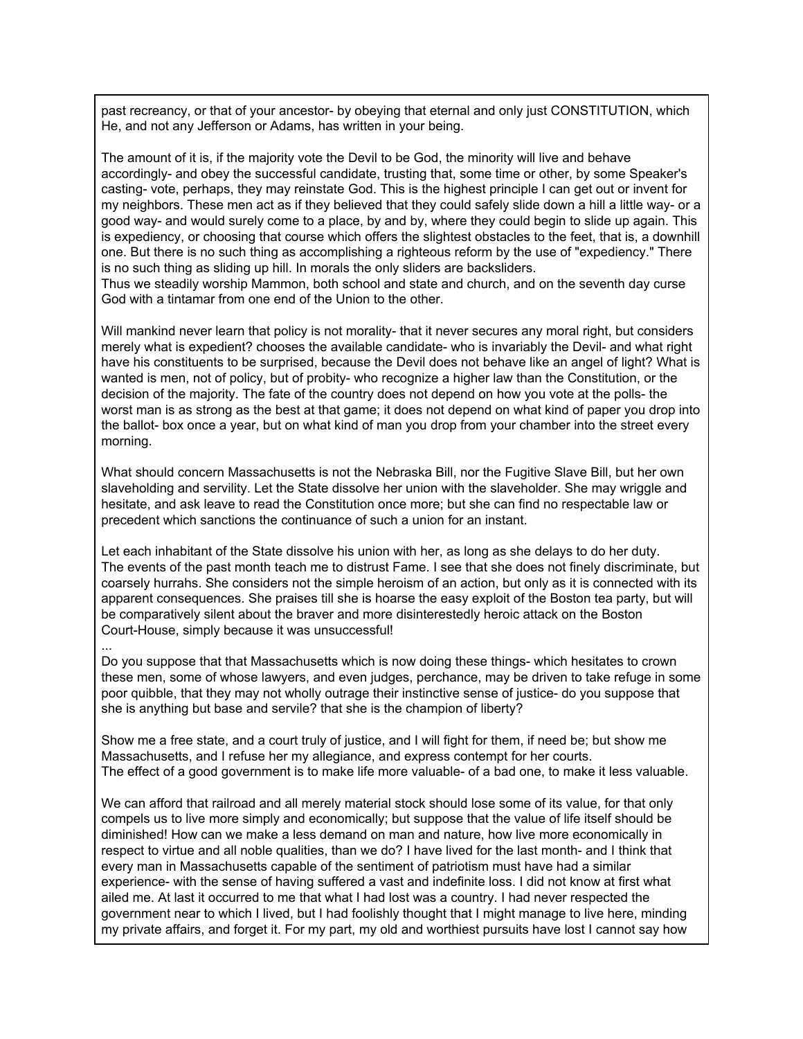past recreancy, or that of your ancestor- by obeying that eternal and only just CONSTITUTION, which He, and not any Jefferson or Adams, has written in your being.

The amount of it is, if the majority vote the Devil to be God, the minority will live and behave accordingly- and obey the successful candidate, trusting that, some time or other, by some Speaker's casting- vote, perhaps, they may reinstate God. This is the highest principle I can get out or invent for my neighbors. These men act as if they believed that they could safely slide down a hill a little way- or a good way- and would surely come to a place, by and by, where they could begin to slide up again. This is expediency, or choosing that course which offers the slightest obstacles to the feet, that is, a downhill one. But there is no such thing as accomplishing a righteous reform by the use of "expediency." There is no such thing as sliding up hill. In morals the only sliders are backsliders.
Thus we steadily worship Mammon, both school and state and church, and on the seventh day curse God with a tintamar from one end of the Union to the other.

Will mankind never learn that policy is not morality- that it never secures any moral right, but considers merely what is expedient? chooses the available candidate- who is invariably the Devil- and what right have his constituents to be surprised, because the Devil does not behave like an angel of light? What is wanted is men, not of policy, but of probity- who recognize a higher law than the Constitution, or the decision of the majority. The fate of the country does not depend on how you vote at the polls- the worst man is as strong as the best at that game; it does not depend on what kind of paper you drop into the ballot- box once a year, but on what kind of man you drop from your chamber into the street every morning.

What should concern Massachusetts is not the Nebraska Bill, nor the Fugitive Slave Bill, but her own slaveholding and servility. Let the State dissolve her union with the slaveholder. She may wriggle and hesitate, and ask leave to read the Constitution once more; but she can find no respectable law or precedent which sanctions the continuance of such a union for an instant.

Let each inhabitant of the State dissolve his union with her, as long as she delays to do her duty.
The events of the past month teach me to distrust Fame. I see that she does not finely discriminate, but coarsely hurrahs. She considers not the simple heroism of an action, but only as it is connected with its apparent consequences. She praises till she is hoarse the easy exploit of the Boston tea party, but will be comparatively silent about the braver and more disinterestedly heroic attack on the Boston Court-House, simply because it was unsuccessful!
...
Do you suppose that that Massachusetts which is now doing these things- which hesitates to crown these men, some of whose lawyers, and even judges, perchance, may be driven to take refuge in some poor quibble, that they may not wholly outrage their instinctive sense of justice- do you suppose that she is anything but base and servile? that she is the champion of liberty?

Show me a free state, and a court truly of justice, and I will fight for them, if need be; but show me Massachusetts, and I refuse her my allegiance, and express contempt for her courts.
The effect of a good government is to make life more valuable- of a bad one, to make it less valuable.

We can afford that railroad and all merely material stock should lose some of its value, for that only compels us to live more simply and economically; but suppose that the value of life itself should be diminished! How can we make a less demand on man and nature, how live more economically in respect to virtue and all noble qualities, than we do? I have lived for the last month- and I think that every man in Massachusetts capable of the sentiment of patriotism must have had a similar experience- with the sense of having suffered a vast and indefinite loss. I did not know at first what ailed me. At last it occurred to me that what I had lost was a country. I had never respected the government near to which I lived, but I had foolishly thought that I might manage to live here, minding my private affairs, and forget it. For my part, my old and worthiest pursuits have lost I cannot say how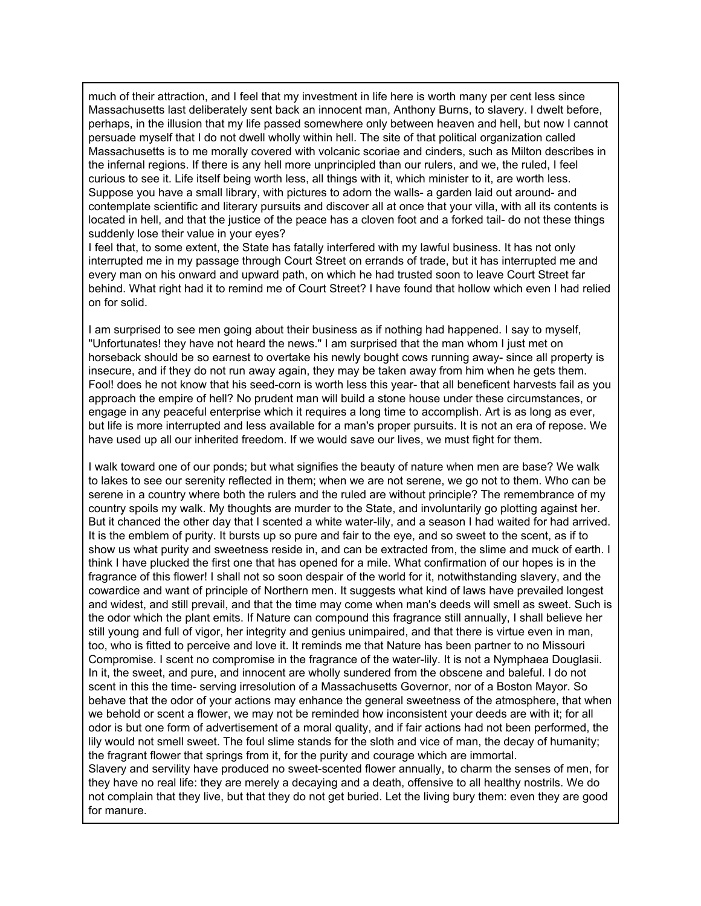much of their attraction, and I feel that my investment in life here is worth many per cent less since Massachusetts last deliberately sent back an innocent man, Anthony Burns, to slavery. I dwelt before, perhaps, in the illusion that my life passed somewhere only between heaven and hell, but now I cannot persuade myself that I do not dwell wholly within hell. The site of that political organization called Massachusetts is to me morally covered with volcanic scoriae and cinders, such as Milton describes in the infernal regions. If there is any hell more unprincipled than our rulers, and we, the ruled, I feel curious to see it. Life itself being worth less, all things with it, which minister to it, are worth less. Suppose you have a small library, with pictures to adorn the walls- a garden laid out around- and contemplate scientific and literary pursuits and discover all at once that your villa, with all its contents is located in hell, and that the justice of the peace has a cloven foot and a forked tail- do not these things suddenly lose their value in your eyes?

I feel that, to some extent, the State has fatally interfered with my lawful business. It has not only interrupted me in my passage through Court Street on errands of trade, but it has interrupted me and every man on his onward and upward path, on which he had trusted soon to leave Court Street far behind. What right had it to remind me of Court Street? I have found that hollow which even I had relied on for solid.

I am surprised to see men going about their business as if nothing had happened. I say to myself, "Unfortunates! they have not heard the news." I am surprised that the man whom I just met on horseback should be so earnest to overtake his newly bought cows running away- since all property is insecure, and if they do not run away again, they may be taken away from him when he gets them. Fool! does he not know that his seed-corn is worth less this year- that all beneficent harvests fail as you approach the empire of hell? No prudent man will build a stone house under these circumstances, or engage in any peaceful enterprise which it requires a long time to accomplish. Art is as long as ever, but life is more interrupted and less available for a man's proper pursuits. It is not an era of repose. We have used up all our inherited freedom. If we would save our lives, we must fight for them.

I walk toward one of our ponds; but what signifies the beauty of nature when men are base? We walk to lakes to see our serenity reflected in them; when we are not serene, we go not to them. Who can be serene in a country where both the rulers and the ruled are without principle? The remembrance of my country spoils my walk. My thoughts are murder to the State, and involuntarily go plotting against her. But it chanced the other day that I scented a white water-lily, and a season I had waited for had arrived. It is the emblem of purity. It bursts up so pure and fair to the eye, and so sweet to the scent, as if to show us what purity and sweetness reside in, and can be extracted from, the slime and muck of earth. I think I have plucked the first one that has opened for a mile. What confirmation of our hopes is in the fragrance of this flower! I shall not so soon despair of the world for it, notwithstanding slavery, and the cowardice and want of principle of Northern men. It suggests what kind of laws have prevailed longest and widest, and still prevail, and that the time may come when man's deeds will smell as sweet. Such is the odor which the plant emits. If Nature can compound this fragrance still annually, I shall believe her still young and full of vigor, her integrity and genius unimpaired, and that there is virtue even in man, too, who is fitted to perceive and love it. It reminds me that Nature has been partner to no Missouri Compromise. I scent no compromise in the fragrance of the water-lily. It is not a Nymphaea Douglasii. In it, the sweet, and pure, and innocent are wholly sundered from the obscene and baleful. I do not scent in this the time- serving irresolution of a Massachusetts Governor, nor of a Boston Mayor. So behave that the odor of your actions may enhance the general sweetness of the atmosphere, that when we behold or scent a flower, we may not be reminded how inconsistent your deeds are with it; for all odor is but one form of advertisement of a moral quality, and if fair actions had not been performed, the lily would not smell sweet. The foul slime stands for the sloth and vice of man, the decay of humanity; the fragrant flower that springs from it, for the purity and courage which are immortal.

Slavery and servility have produced no sweet-scented flower annually, to charm the senses of men, for they have no real life: they are merely a decaying and a death, offensive to all healthy nostrils. We do not complain that they live, but that they do not get buried. Let the living bury them: even they are good for manure.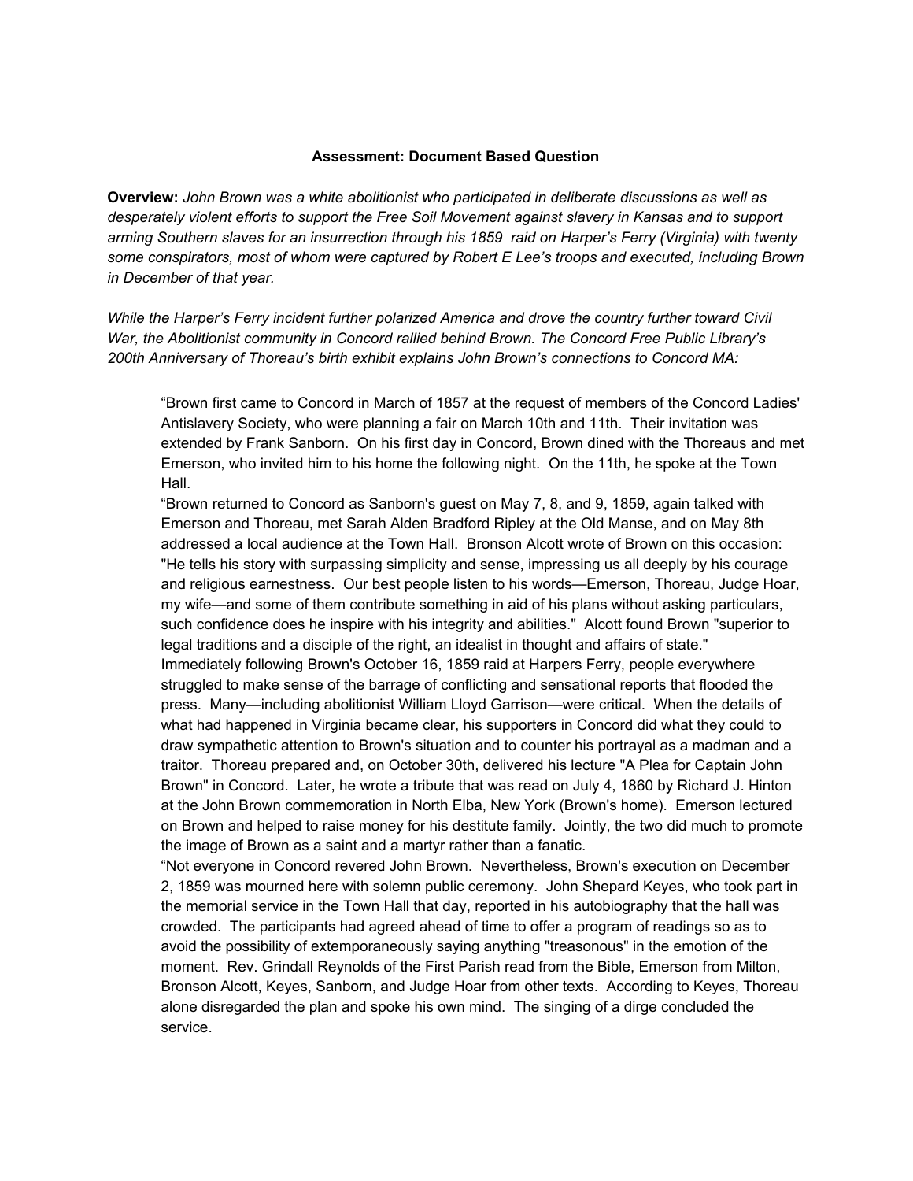### Assessment: Document Based Question

**Overview:** *John Brown was a white abolitionist who participated in deliberate discussions as well as desperately violent efforts to support the Free Soil Movement against slavery in Kansas and to support arming Southern slaves for an insurrection through his 1859 raid on Harper's Ferry (Virginia) with twenty some conspirators, most of whom were captured by Robert E Lee's troops and executed, including Brown in December of that year.*

*While the Harper's Ferry incident further polarized America and drove the country further toward Civil War, the Abolitionist community in Concord rallied behind Brown. The Concord Free Public Library's 200th Anniversary of Thoreau's birth exhibit explains John Brown's connections to Concord MA:*

> "Brown first came to Concord in March of 1857 at the request of members of the Concord Ladies' Antislavery Society, who were planning a fair on March 10th and 11th. Their invitation was extended by Frank Sanborn. On his first day in Concord, Brown dined with the Thoreaus and met Emerson, who invited him to his home the following night. On the 11th, he spoke at the Town Hall.
>
> "Brown returned to Concord as Sanborn's guest on May 7, 8, and 9, 1859, again talked with Emerson and Thoreau, met Sarah Alden Bradford Ripley at the Old Manse, and on May 8th addressed a local audience at the Town Hall. Bronson Alcott wrote of Brown on this occasion: "He tells his story with surpassing simplicity and sense, impressing us all deeply by his courage and religious earnestness. Our best people listen to his words—Emerson, Thoreau, Judge Hoar, my wife—and some of them contribute something in aid of his plans without asking particulars, such confidence does he inspire with his integrity and abilities." Alcott found Brown "superior to legal traditions and a disciple of the right, an idealist in thought and affairs of state."
>
> Immediately following Brown's October 16, 1859 raid at Harpers Ferry, people everywhere struggled to make sense of the barrage of conflicting and sensational reports that flooded the press. Many—including abolitionist William Lloyd Garrison—were critical. When the details of what had happened in Virginia became clear, his supporters in Concord did what they could to draw sympathetic attention to Brown's situation and to counter his portrayal as a madman and a traitor. Thoreau prepared and, on October 30th, delivered his lecture "A Plea for Captain John Brown" in Concord. Later, he wrote a tribute that was read on July 4, 1860 by Richard J. Hinton at the John Brown commemoration in North Elba, New York (Brown's home). Emerson lectured on Brown and helped to raise money for his destitute family. Jointly, the two did much to promote the image of Brown as a saint and a martyr rather than a fanatic.
>
> "Not everyone in Concord revered John Brown. Nevertheless, Brown's execution on December 2, 1859 was mourned here with solemn public ceremony. John Shepard Keyes, who took part in the memorial service in the Town Hall that day, reported in his autobiography that the hall was crowded. The participants had agreed ahead of time to offer a program of readings so as to avoid the possibility of extemporaneously saying anything "treasonous" in the emotion of the moment. Rev. Grindall Reynolds of the First Parish read from the Bible, Emerson from Milton, Bronson Alcott, Keyes, Sanborn, and Judge Hoar from other texts. According to Keyes, Thoreau alone disregarded the plan and spoke his own mind. The singing of a dirge concluded the service.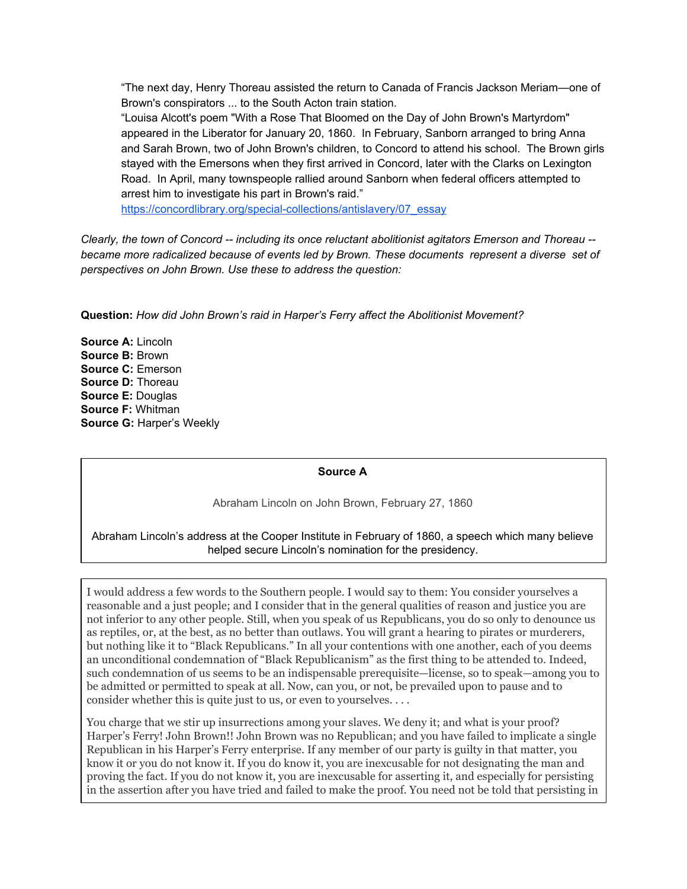"The next day, Henry Thoreau assisted the return to Canada of Francis Jackson Meriam—one of Brown's conspirators ... to the South Acton train station.

"Louisa Alcott's poem "With a Rose That Bloomed on the Day of John Brown's Martyrdom" appeared in the Liberator for January 20, 1860. In February, Sanborn arranged to bring Anna and Sarah Brown, two of John Brown's children, to Concord to attend his school. The Brown girls stayed with the Emersons when they first arrived in Concord, later with the Clarks on Lexington Road. In April, many townspeople rallied around Sanborn when federal officers attempted to arrest him to investigate his part in Brown's raid."
https://concordlibrary.org/special-collections/antislavery/07_essay

*Clearly, the town of Concord -- including its once reluctant abolitionist agitators Emerson and Thoreau -- became more radicalized because of events led by Brown. These documents represent a diverse set of perspectives on John Brown. Use these to address the question:*

**Question:** *How did John Brown's raid in Harper's Ferry affect the Abolitionist Movement?*

**Source A:** Lincoln
**Source B:** Brown
**Source C:** Emerson
**Source D:** Thoreau
**Source E:** Douglas
**Source F:** Whitman
**Source G:** Harper's Weekly

**Source A**

Abraham Lincoln on John Brown, February 27, 1860

Abraham Lincoln's address at the Cooper Institute in February of 1860, a speech which many believe helped secure Lincoln's nomination for the presidency.

I would address a few words to the Southern people. I would say to them: You consider yourselves a reasonable and a just people; and I consider that in the general qualities of reason and justice you are not inferior to any other people. Still, when you speak of us Republicans, you do so only to denounce us as reptiles, or, at the best, as no better than outlaws. You will grant a hearing to pirates or murderers, but nothing like it to "Black Republicans." In all your contentions with one another, each of you deems an unconditional condemnation of "Black Republicanism" as the first thing to be attended to. Indeed, such condemnation of us seems to be an indispensable prerequisite—license, so to speak—among you to be admitted or permitted to speak at all. Now, can you, or not, be prevailed upon to pause and to consider whether this is quite just to us, or even to yourselves. . . .

You charge that we stir up insurrections among your slaves. We deny it; and what is your proof? Harper's Ferry! John Brown!! John Brown was no Republican; and you have failed to implicate a single Republican in his Harper's Ferry enterprise. If any member of our party is guilty in that matter, you know it or you do not know it. If you do know it, you are inexcusable for not designating the man and proving the fact. If you do not know it, you are inexcusable for asserting it, and especially for persisting in the assertion after you have tried and failed to make the proof. You need not be told that persisting in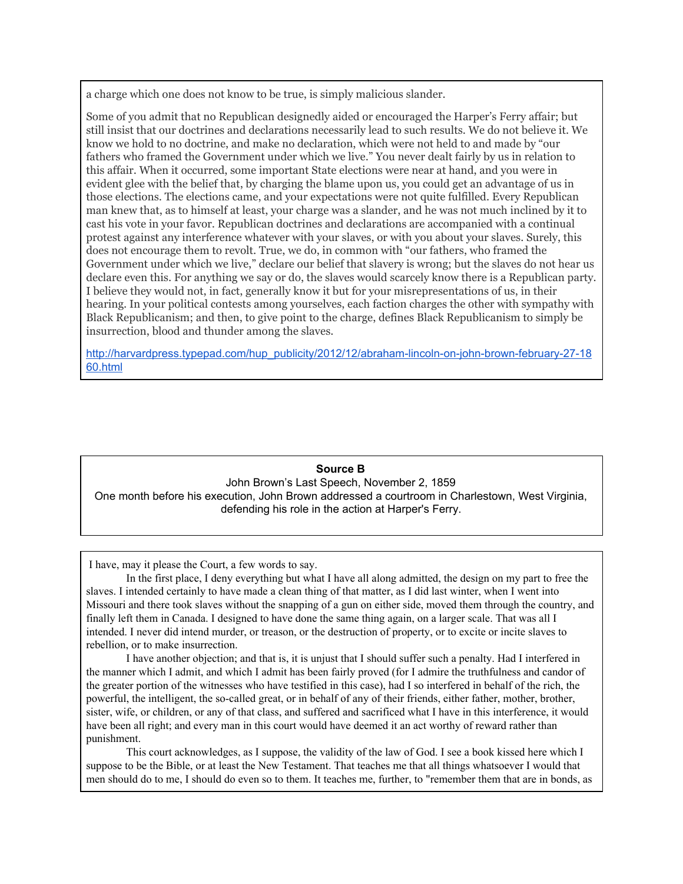a charge which one does not know to be true, is simply malicious slander.

Some of you admit that no Republican designedly aided or encouraged the Harper's Ferry affair; but still insist that our doctrines and declarations necessarily lead to such results. We do not believe it. We know we hold to no doctrine, and make no declaration, which were not held to and made by "our fathers who framed the Government under which we live." You never dealt fairly by us in relation to this affair. When it occurred, some important State elections were near at hand, and you were in evident glee with the belief that, by charging the blame upon us, you could get an advantage of us in those elections. The elections came, and your expectations were not quite fulfilled. Every Republican man knew that, as to himself at least, your charge was a slander, and he was not much inclined by it to cast his vote in your favor. Republican doctrines and declarations are accompanied with a continual protest against any interference whatever with your slaves, or with you about your slaves. Surely, this does not encourage them to revolt. True, we do, in common with "our fathers, who framed the Government under which we live," declare our belief that slavery is wrong; but the slaves do not hear us declare even this. For anything we say or do, the slaves would scarcely know there is a Republican party. I believe they would not, in fact, generally know it but for your misrepresentations of us, in their hearing. In your political contests among yourselves, each faction charges the other with sympathy with Black Republicanism; and then, to give point to the charge, defines Black Republicanism to simply be insurrection, blood and thunder among the slaves.

http://harvardpress.typepad.com/hup_publicity/2012/12/abraham-lincoln-on-john-brown-february-27-1860.html

**Source B**

John Brown's Last Speech, November 2, 1859

One month before his execution, John Brown addressed a courtroom in Charlestown, West Virginia, defending his role in the action at Harper's Ferry.

I have, may it please the Court, a few words to say.

In the first place, I deny everything but what I have all along admitted, the design on my part to free the slaves. I intended certainly to have made a clean thing of that matter, as I did last winter, when I went into Missouri and there took slaves without the snapping of a gun on either side, moved them through the country, and finally left them in Canada. I designed to have done the same thing again, on a larger scale. That was all I intended. I never did intend murder, or treason, or the destruction of property, or to excite or incite slaves to rebellion, or to make insurrection.

I have another objection; and that is, it is unjust that I should suffer such a penalty. Had I interfered in the manner which I admit, and which I admit has been fairly proved (for I admire the truthfulness and candor of the greater portion of the witnesses who have testified in this case), had I so interfered in behalf of the rich, the powerful, the intelligent, the so-called great, or in behalf of any of their friends, either father, mother, brother, sister, wife, or children, or any of that class, and suffered and sacrificed what I have in this interference, it would have been all right; and every man in this court would have deemed it an act worthy of reward rather than punishment.

This court acknowledges, as I suppose, the validity of the law of God. I see a book kissed here which I suppose to be the Bible, or at least the New Testament. That teaches me that all things whatsoever I would that men should do to me, I should do even so to them. It teaches me, further, to "remember them that are in bonds, as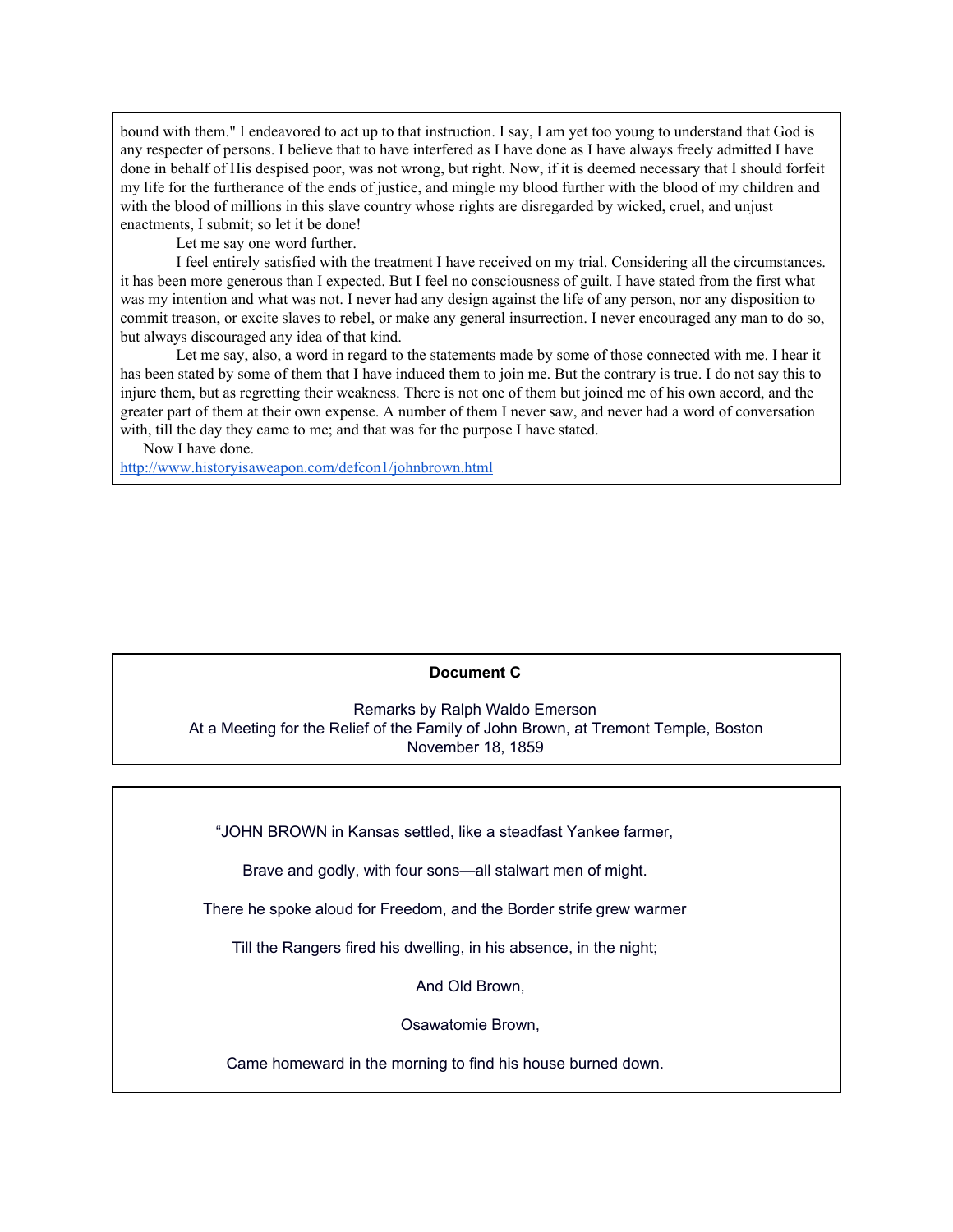bound with them." I endeavored to act up to that instruction. I say, I am yet too young to understand that God is any respecter of persons. I believe that to have interfered as I have done as I have always freely admitted I have done in behalf of His despised poor, was not wrong, but right. Now, if it is deemed necessary that I should forfeit my life for the furtherance of the ends of justice, and mingle my blood further with the blood of my children and with the blood of millions in this slave country whose rights are disregarded by wicked, cruel, and unjust enactments, I submit; so let it be done!

Let me say one word further.

I feel entirely satisfied with the treatment I have received on my trial. Considering all the circumstances. it has been more generous than I expected. But I feel no consciousness of guilt. I have stated from the first what was my intention and what was not. I never had any design against the life of any person, nor any disposition to commit treason, or excite slaves to rebel, or make any general insurrection. I never encouraged any man to do so, but always discouraged any idea of that kind.

Let me say, also, a word in regard to the statements made by some of those connected with me. I hear it has been stated by some of them that I have induced them to join me. But the contrary is true. I do not say this to injure them, but as regretting their weakness. There is not one of them but joined me of his own accord, and the greater part of them at their own expense. A number of them I never saw, and never had a word of conversation with, till the day they came to me; and that was for the purpose I have stated.

Now I have done.

http://www.historyisaweapon.com/defcon1/johnbrown.html

**Document C**

Remarks by Ralph Waldo Emerson
At a Meeting for the Relief of the Family of John Brown, at Tremont Temple, Boston
November 18, 1859

"JOHN BROWN in Kansas settled, like a steadfast Yankee farmer,

Brave and godly, with four sons—all stalwart men of might.

There he spoke aloud for Freedom, and the Border strife grew warmer

Till the Rangers fired his dwelling, in his absence, in the night;

And Old Brown,

Osawatomie Brown,

Came homeward in the morning to find his house burned down.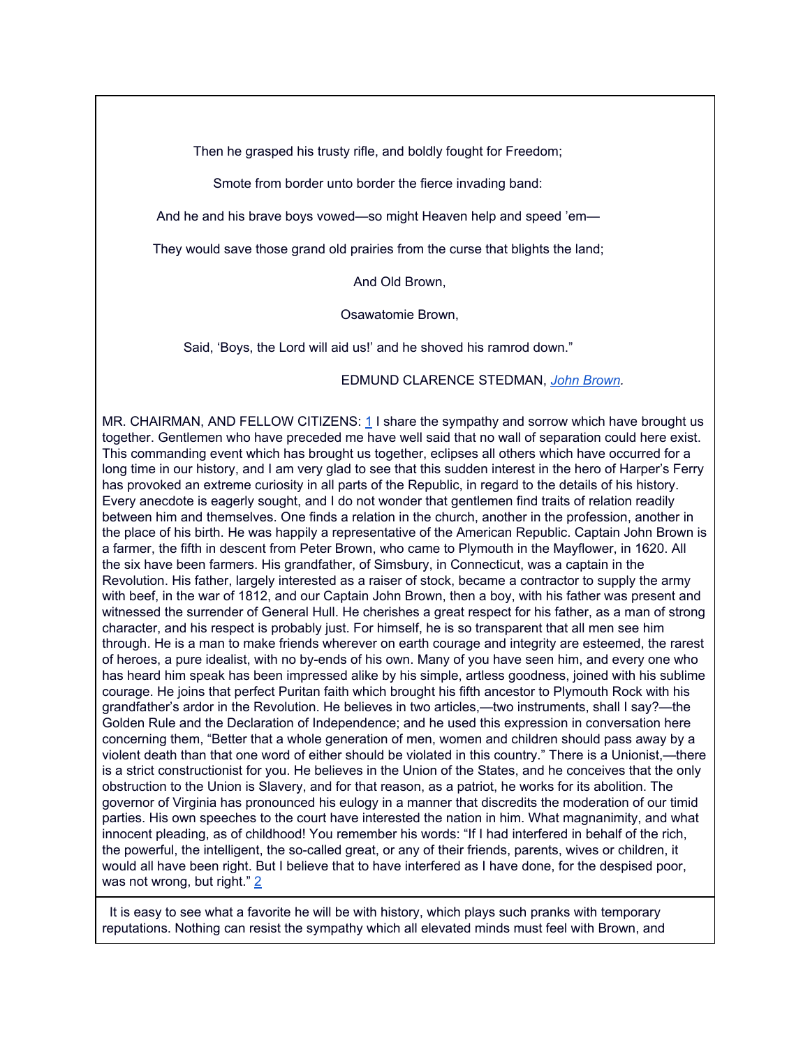Then he grasped his trusty rifle, and boldly fought for Freedom;

Smote from border unto border the fierce invading band:

And he and his brave boys vowed—so might Heaven help and speed 'em—

They would save those grand old prairies from the curse that blights the land;

And Old Brown,

Osawatomie Brown,

Said, 'Boys, the Lord will aid us!' and he shoved his ramrod down."

EDMUND CLARENCE STEDMAN, *John Brown*.

MR. CHAIRMAN, AND FELLOW CITIZENS: [1] I share the sympathy and sorrow which have brought us together. Gentlemen who have preceded me have well said that no wall of separation could here exist. This commanding event which has brought us together, eclipses all others which have occurred for a long time in our history, and I am very glad to see that this sudden interest in the hero of Harper's Ferry has provoked an extreme curiosity in all parts of the Republic, in regard to the details of his history. Every anecdote is eagerly sought, and I do not wonder that gentlemen find traits of relation readily between him and themselves. One finds a relation in the church, another in the profession, another in the place of his birth. He was happily a representative of the American Republic. Captain John Brown is a farmer, the fifth in descent from Peter Brown, who came to Plymouth in the Mayflower, in 1620. All the six have been farmers. His grandfather, of Simsbury, in Connecticut, was a captain in the Revolution. His father, largely interested as a raiser of stock, became a contractor to supply the army with beef, in the war of 1812, and our Captain John Brown, then a boy, with his father was present and witnessed the surrender of General Hull. He cherishes a great respect for his father, as a man of strong character, and his respect is probably just. For himself, he is so transparent that all men see him through. He is a man to make friends wherever on earth courage and integrity are esteemed, the rarest of heroes, a pure idealist, with no by-ends of his own. Many of you have seen him, and every one who has heard him speak has been impressed alike by his simple, artless goodness, joined with his sublime courage. He joins that perfect Puritan faith which brought his fifth ancestor to Plymouth Rock with his grandfather's ardor in the Revolution. He believes in two articles,—two instruments, shall I say?—the Golden Rule and the Declaration of Independence; and he used this expression in conversation here concerning them, "Better that a whole generation of men, women and children should pass away by a violent death than that one word of either should be violated in this country." There is a Unionist,—there is a strict constructionist for you. He believes in the Union of the States, and he conceives that the only obstruction to the Union is Slavery, and for that reason, as a patriot, he works for its abolition. The governor of Virginia has pronounced his eulogy in a manner that discredits the moderation of our timid parties. His own speeches to the court have interested the nation in him. What magnanimity, and what innocent pleading, as of childhood! You remember his words: "If I had interfered in behalf of the rich, the powerful, the intelligent, the so-called great, or any of their friends, parents, wives or children, it would all have been right. But I believe that to have interfered as I have done, for the despised poor, was not wrong, but right." [2]

It is easy to see what a favorite he will be with history, which plays such pranks with temporary reputations. Nothing can resist the sympathy which all elevated minds must feel with Brown, and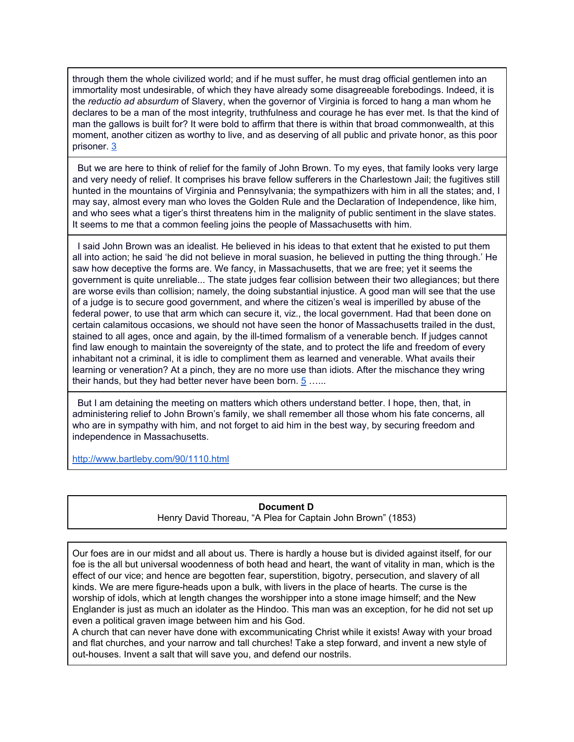through them the whole civilized world; and if he must suffer, he must drag official gentlemen into an immortality most undesirable, of which they have already some disagreeable forebodings. Indeed, it is the *reductio ad absurdum* of Slavery, when the governor of Virginia is forced to hang a man whom he declares to be a man of the most integrity, truthfulness and courage he has ever met. Is that the kind of man the gallows is built for? It were bold to affirm that there is within that broad commonwealth, at this moment, another citizen as worthy to live, and as deserving of all public and private honor, as this poor prisoner. [3]

But we are here to think of relief for the family of John Brown. To my eyes, that family looks very large and very needy of relief. It comprises his brave fellow sufferers in the Charlestown Jail; the fugitives still hunted in the mountains of Virginia and Pennsylvania; the sympathizers with him in all the states; and, I may say, almost every man who loves the Golden Rule and the Declaration of Independence, like him, and who sees what a tiger's thirst threatens him in the malignity of public sentiment in the slave states. It seems to me that a common feeling joins the people of Massachusetts with him.

I said John Brown was an idealist. He believed in his ideas to that extent that he existed to put them all into action; he said 'he did not believe in moral suasion, he believed in putting the thing through.' He saw how deceptive the forms are. We fancy, in Massachusetts, that we are free; yet it seems the government is quite unreliable... The state judges fear collision between their two allegiances; but there are worse evils than collision; namely, the doing substantial injustice. A good man will see that the use of a judge is to secure good government, and where the citizen's weal is imperilled by abuse of the federal power, to use that arm which can secure it, viz., the local government. Had that been done on certain calamitous occasions, we should not have seen the honor of Massachusetts trailed in the dust, stained to all ages, once and again, by the ill-timed formalism of a venerable bench. If judges cannot find law enough to maintain the sovereignty of the state, and to protect the life and freedom of every inhabitant not a criminal, it is idle to compliment them as learned and venerable. What avails their learning or veneration? At a pinch, they are no more use than idiots. After the mischance they wring their hands, but they had better never have been born. [5] …...

But I am detaining the meeting on matters which others understand better. I hope, then, that, in administering relief to John Brown's family, we shall remember all those whom his fate concerns, all who are in sympathy with him, and not forget to aid him in the best way, by securing freedom and independence in Massachusetts.

http://www.bartleby.com/90/1110.html

**Document D**

Henry David Thoreau, "A Plea for Captain John Brown" (1853)

Our foes are in our midst and all about us. There is hardly a house but is divided against itself, for our foe is the all but universal woodenness of both head and heart, the want of vitality in man, which is the effect of our vice; and hence are begotten fear, superstition, bigotry, persecution, and slavery of all kinds. We are mere figure-heads upon a bulk, with livers in the place of hearts. The curse is the worship of idols, which at length changes the worshipper into a stone image himself; and the New Englander is just as much an idolater as the Hindoo. This man was an exception, for he did not set up even a political graven image between him and his God.

A church that can never have done with excommunicating Christ while it exists! Away with your broad and flat churches, and your narrow and tall churches! Take a step forward, and invent a new style of out-houses. Invent a salt that will save you, and defend our nostrils.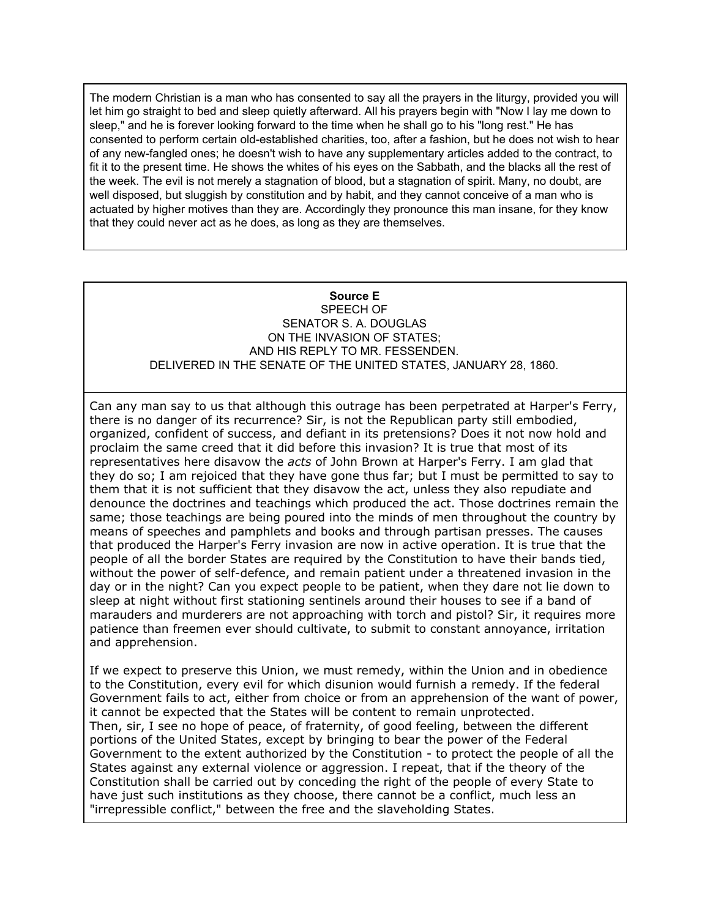The modern Christian is a man who has consented to say all the prayers in the liturgy, provided you will let him go straight to bed and sleep quietly afterward. All his prayers begin with "Now I lay me down to sleep," and he is forever looking forward to the time when he shall go to his "long rest." He has consented to perform certain old-established charities, too, after a fashion, but he does not wish to hear of any new-fangled ones; he doesn't wish to have any supplementary articles added to the contract, to fit it to the present time. He shows the whites of his eyes on the Sabbath, and the blacks all the rest of the week. The evil is not merely a stagnation of blood, but a stagnation of spirit. Many, no doubt, are well disposed, but sluggish by constitution and by habit, and they cannot conceive of a man who is actuated by higher motives than they are. Accordingly they pronounce this man insane, for they know that they could never act as he does, as long as they are themselves.

**Source E**

SPEECH OF
SENATOR S. A. DOUGLAS
ON THE INVASION OF STATES;
AND HIS REPLY TO MR. FESSENDEN.
DELIVERED IN THE SENATE OF THE UNITED STATES, JANUARY 28, 1860.

Can any man say to us that although this outrage has been perpetrated at Harper's Ferry, there is no danger of its recurrence? Sir, is not the Republican party still embodied, organized, confident of success, and defiant in its pretensions? Does it not now hold and proclaim the same creed that it did before this invasion? It is true that most of its representatives here disavow the *acts* of John Brown at Harper's Ferry. I am glad that they do so; I am rejoiced that they have gone thus far; but I must be permitted to say to them that it is not sufficient that they disavow the act, unless they also repudiate and denounce the doctrines and teachings which produced the act. Those doctrines remain the same; those teachings are being poured into the minds of men throughout the country by means of speeches and pamphlets and books and through partisan presses. The causes that produced the Harper's Ferry invasion are now in active operation. It is true that the people of all the border States are required by the Constitution to have their bands tied, without the power of self-defence, and remain patient under a threatened invasion in the day or in the night? Can you expect people to be patient, when they dare not lie down to sleep at night without first stationing sentinels around their houses to see if a band of marauders and murderers are not approaching with torch and pistol? Sir, it requires more patience than freemen ever should cultivate, to submit to constant annoyance, irritation and apprehension.

If we expect to preserve this Union, we must remedy, within the Union and in obedience to the Constitution, every evil for which disunion would furnish a remedy. If the federal Government fails to act, either from choice or from an apprehension of the want of power, it cannot be expected that the States will be content to remain unprotected.
Then, sir, I see no hope of peace, of fraternity, of good feeling, between the different portions of the United States, except by bringing to bear the power of the Federal Government to the extent authorized by the Constitution - to protect the people of all the States against any external violence or aggression. I repeat, that if the theory of the Constitution shall be carried out by conceding the right of the people of every State to have just such institutions as they choose, there cannot be a conflict, much less an "irrepressible conflict," between the free and the slaveholding States.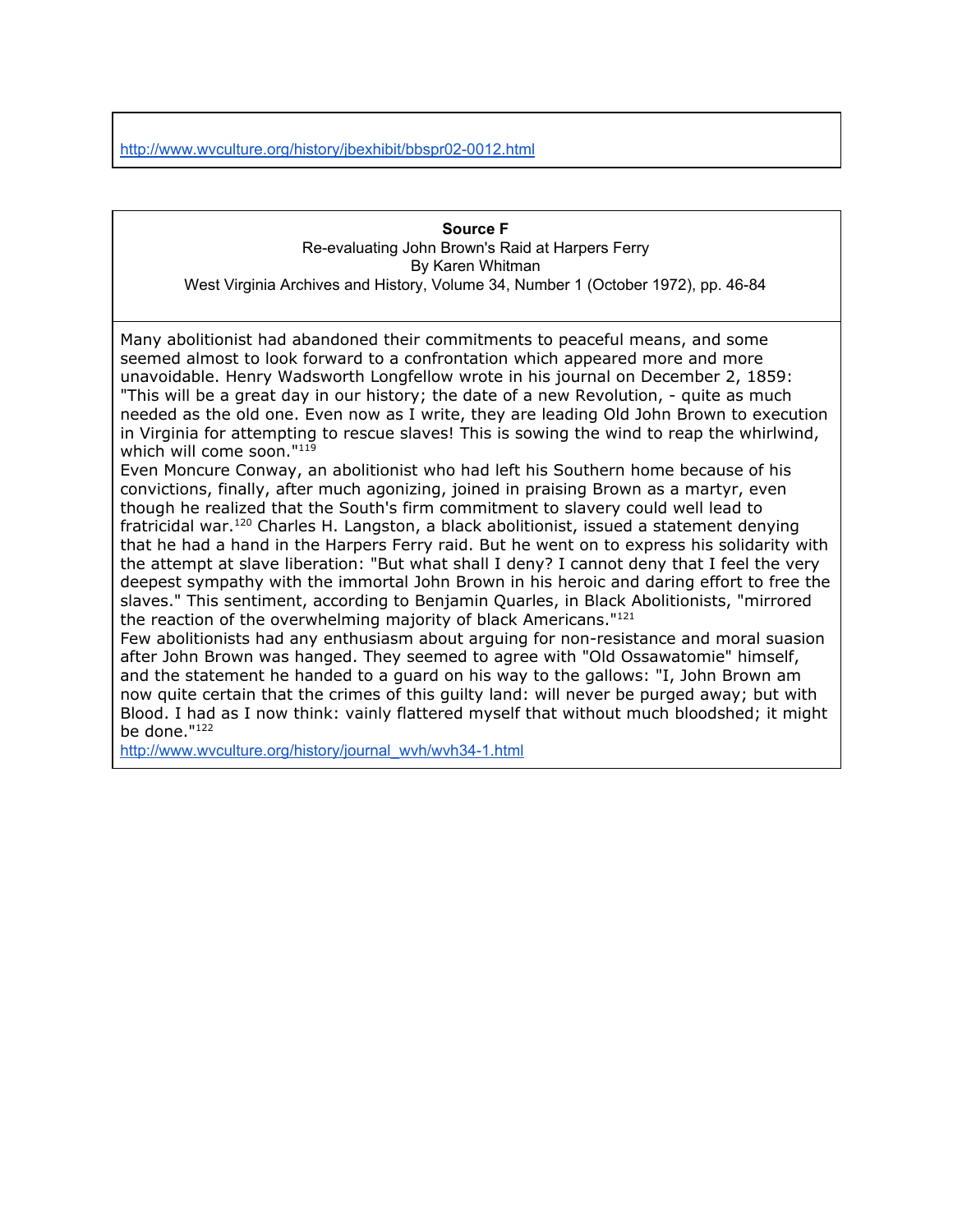http://www.wvculture.org/history/jbexhibit/bbspr02-0012.html

**Source F**

Re-evaluating John Brown's Raid at Harpers Ferry

By Karen Whitman

West Virginia Archives and History, Volume 34, Number 1 (October 1972), pp. 46-84

Many abolitionist had abandoned their commitments to peaceful means, and some seemed almost to look forward to a confrontation which appeared more and more unavoidable. Henry Wadsworth Longfellow wrote in his journal on December 2, 1859: "This will be a great day in our history; the date of a new Revolution, - quite as much needed as the old one. Even now as I write, they are leading Old John Brown to execution in Virginia for attempting to rescue slaves! This is sowing the wind to reap the whirlwind, which will come soon."[119]

Even Moncure Conway, an abolitionist who had left his Southern home because of his convictions, finally, after much agonizing, joined in praising Brown as a martyr, even though he realized that the South's firm commitment to slavery could well lead to fratricidal war.[120] Charles H. Langston, a black abolitionist, issued a statement denying that he had a hand in the Harpers Ferry raid. But he went on to express his solidarity with the attempt at slave liberation: "But what shall I deny? I cannot deny that I feel the very deepest sympathy with the immortal John Brown in his heroic and daring effort to free the slaves." This sentiment, according to Benjamin Quarles, in Black Abolitionists, "mirrored the reaction of the overwhelming majority of black Americans."[121]

Few abolitionists had any enthusiasm about arguing for non-resistance and moral suasion after John Brown was hanged. They seemed to agree with "Old Ossawatomie" himself, and the statement he handed to a guard on his way to the gallows: "I, John Brown am now quite certain that the crimes of this guilty land: will never be purged away; but with Blood. I had as I now think: vainly flattered myself that without much bloodshed; it might be done."[122]

http://www.wvculture.org/history/journal_wvh/wvh34-1.html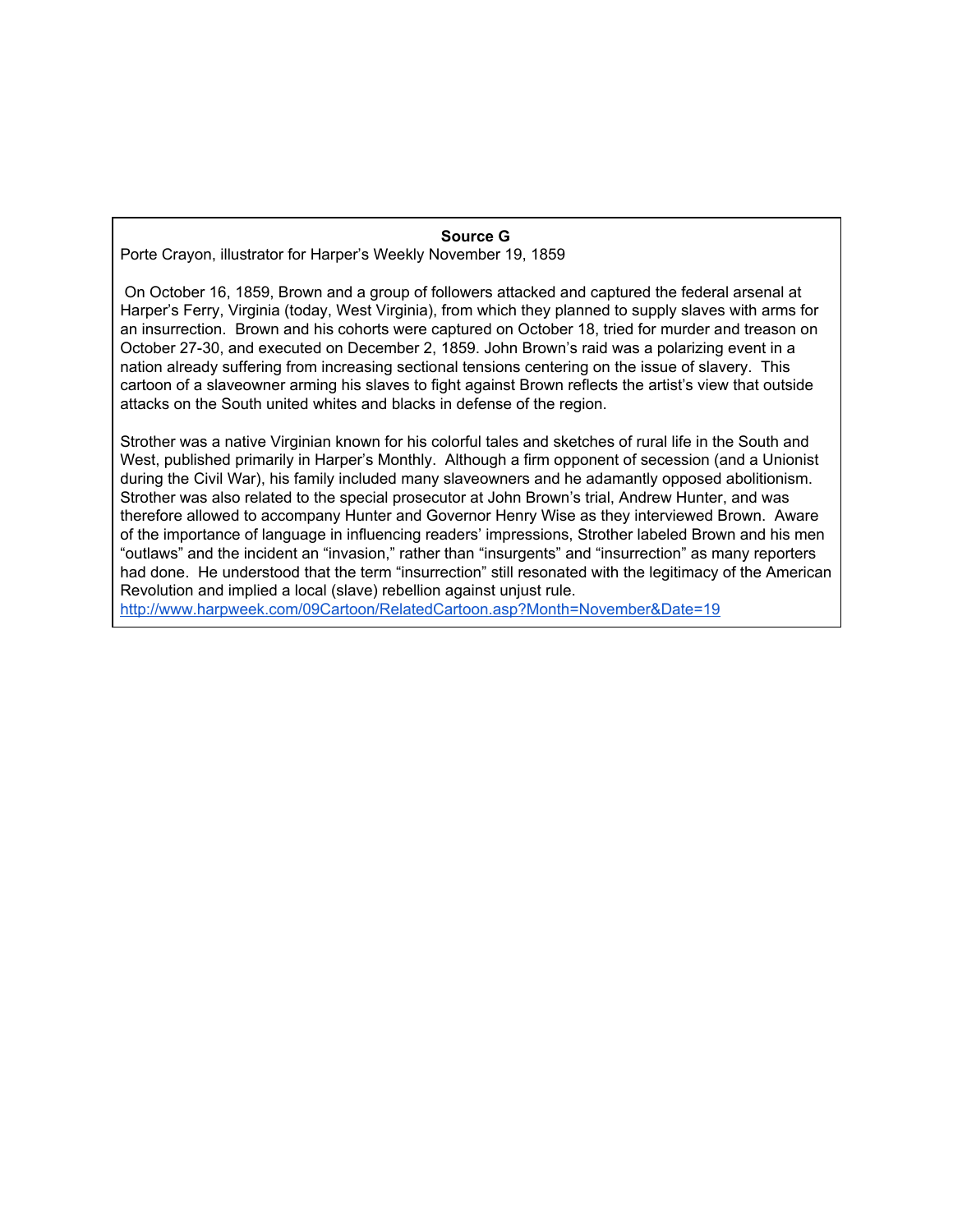**Source G**

Porte Crayon, illustrator for Harper's Weekly November 19, 1859

On October 16, 1859, Brown and a group of followers attacked and captured the federal arsenal at Harper's Ferry, Virginia (today, West Virginia), from which they planned to supply slaves with arms for an insurrection. Brown and his cohorts were captured on October 18, tried for murder and treason on October 27-30, and executed on December 2, 1859. John Brown's raid was a polarizing event in a nation already suffering from increasing sectional tensions centering on the issue of slavery. This cartoon of a slaveowner arming his slaves to fight against Brown reflects the artist's view that outside attacks on the South united whites and blacks in defense of the region.

Strother was a native Virginian known for his colorful tales and sketches of rural life in the South and West, published primarily in Harper's Monthly. Although a firm opponent of secession (and a Unionist during the Civil War), his family included many slaveowners and he adamantly opposed abolitionism. Strother was also related to the special prosecutor at John Brown's trial, Andrew Hunter, and was therefore allowed to accompany Hunter and Governor Henry Wise as they interviewed Brown. Aware of the importance of language in influencing readers' impressions, Strother labeled Brown and his men "outlaws" and the incident an "invasion," rather than "insurgents" and "insurrection" as many reporters had done. He understood that the term "insurrection" still resonated with the legitimacy of the American Revolution and implied a local (slave) rebellion against unjust rule.

http://www.harpweek.com/09Cartoon/RelatedCartoon.asp?Month=November&Date=19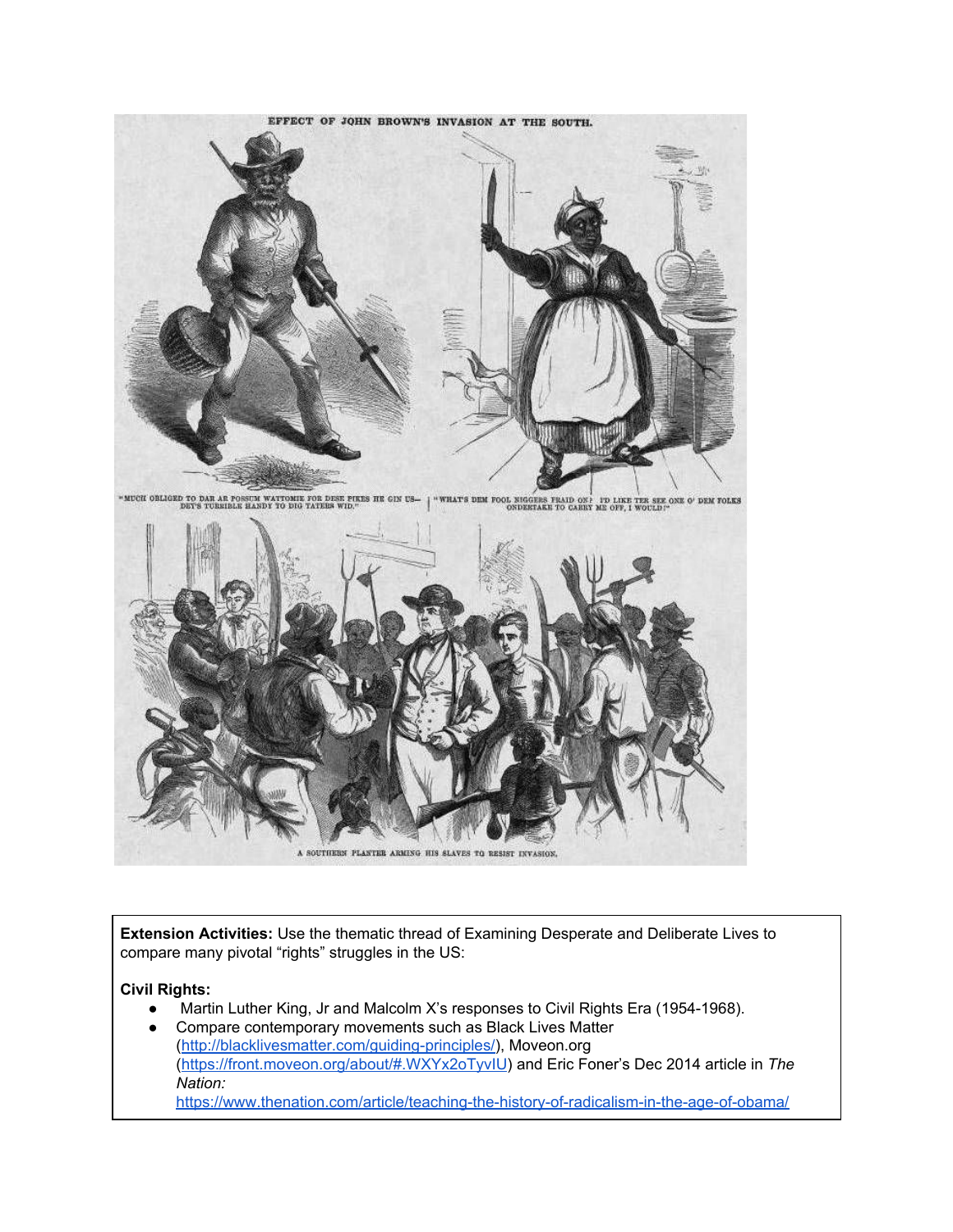EFFECT OF JOHN BROWN'S INVASION AT THE SOUTH.

"MUCH OBLIGED TO DAR AR POSSUM WATTOMIE FOR DESE PIKES HE GIN US— DEY'S TURRIBLE HANDY TO DIG TATERS WID."

"WHAT'S DEM FOOL NIGGERS FRAID ON? I'D LIKE TER SEE ONE O' DEM FOLKS ONDERTAKE TO CARRY ME OFF, I WOULD!"

A SOUTHERN PLANTER ARMING HIS SLAVES TO RESIST INVASION.

**Extension Activities:** Use the thematic thread of Examining Desperate and Deliberate Lives to compare many pivotal "rights" struggles in the US:

**Civil Rights:**

- Martin Luther King, Jr and Malcolm X's responses to Civil Rights Era (1954-1968).
- Compare contemporary movements such as Black Lives Matter (http://blacklivesmatter.com/guiding-principles/), Moveon.org (https://front.moveon.org/about/#.WXYx2oTyvIU) and Eric Foner's Dec 2014 article in *The Nation:* https://www.thenation.com/article/teaching-the-history-of-radicalism-in-the-age-of-obama/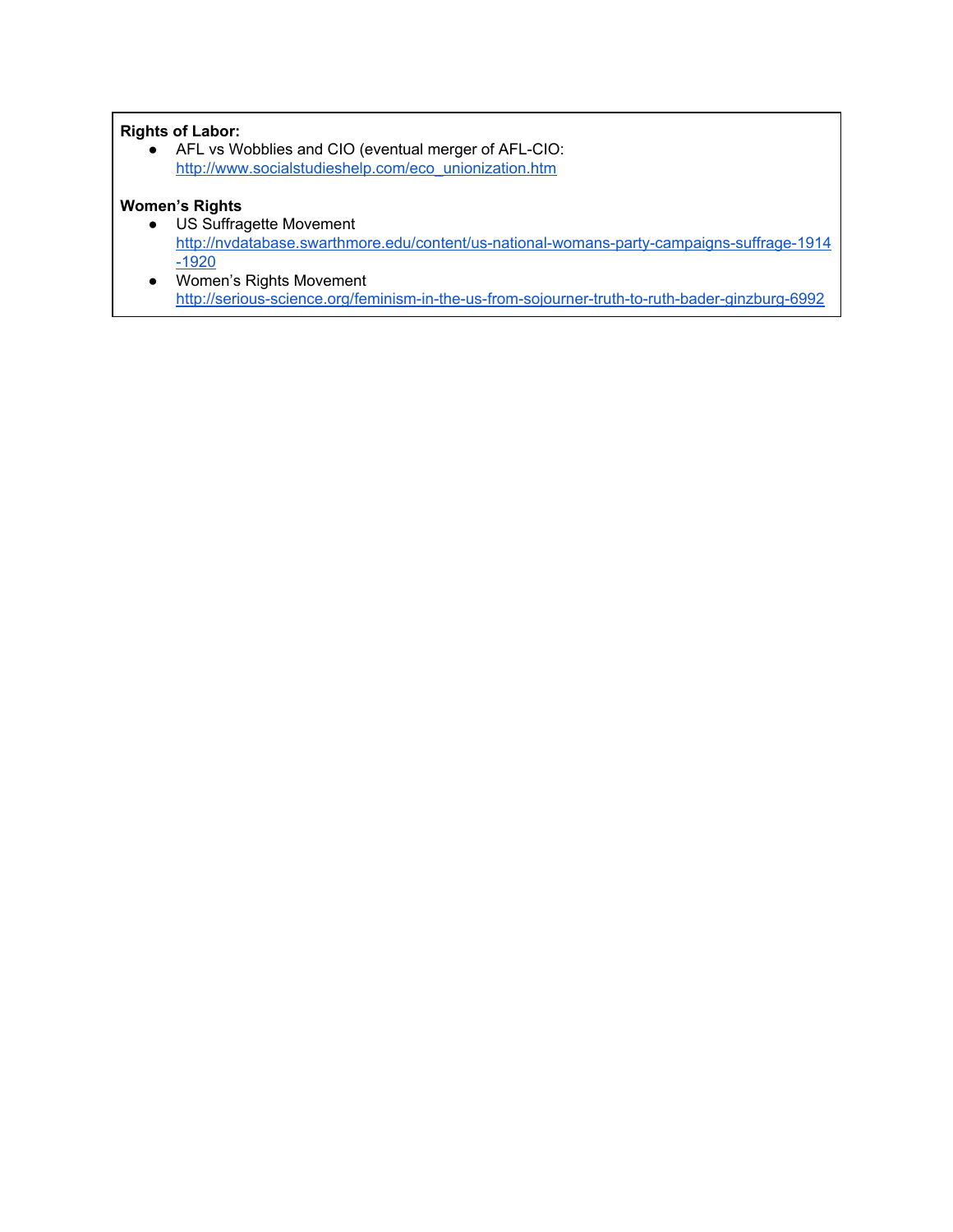**Rights of Labor:**

- AFL vs Wobblies and CIO (eventual merger of AFL-CIO: http://www.socialstudieshelp.com/eco_unionization.htm

**Women's Rights**

- US Suffragette Movement http://nvdatabase.swarthmore.edu/content/us-national-womans-party-campaigns-suffrage-1914-1920
- Women's Rights Movement http://serious-science.org/feminism-in-the-us-from-sojourner-truth-to-ruth-bader-ginzburg-6992